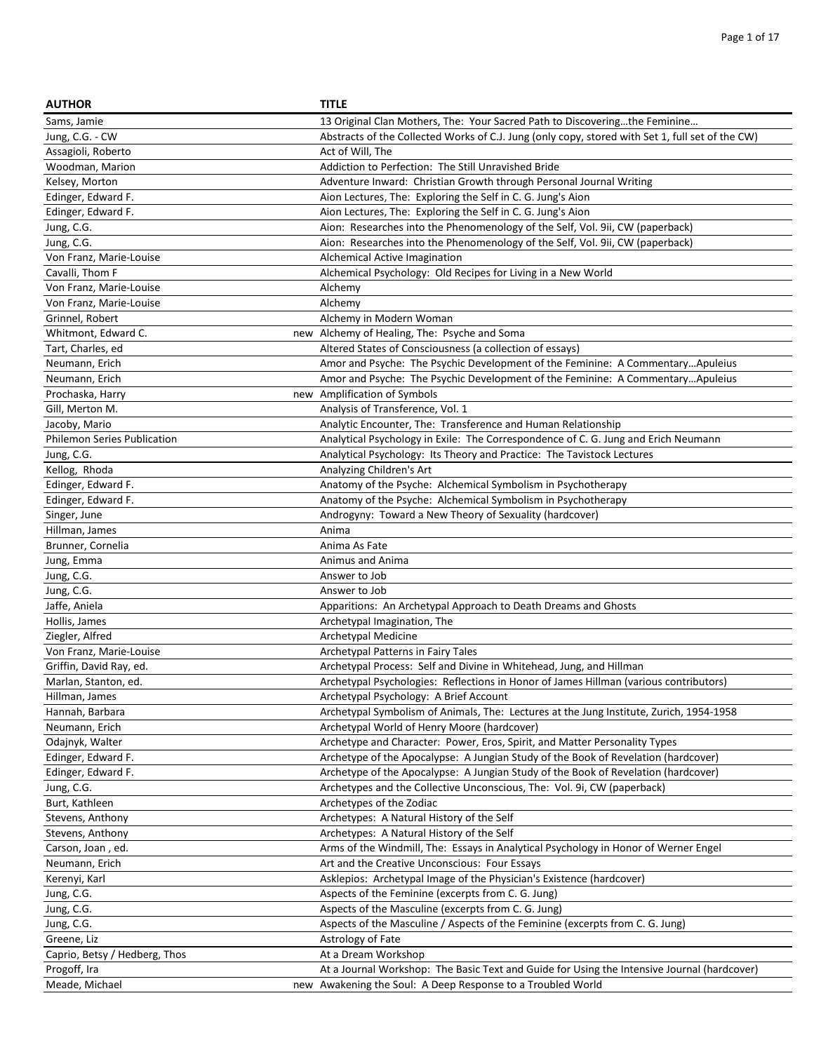| AUTHOR | | TITLE |
|---|---|---|
| Sams, Jamie | | 13 Original Clan Mothers, The: Your Sacred Path to Discovering…the Feminine… |
| Jung, C.G. - CW | | Abstracts of the Collected Works of C.J. Jung (only copy, stored with Set 1, full set of the CW) |
| Assagioli, Roberto | | Act of Will, The |
| Woodman, Marion | | Addiction to Perfection: The Still Unravished Bride |
| Kelsey, Morton | | Adventure Inward: Christian Growth through Personal Journal Writing |
| Edinger, Edward F. | | Aion Lectures, The: Exploring the Self in C. G. Jung's Aion |
| Edinger, Edward F. | | Aion Lectures, The: Exploring the Self in C. G. Jung's Aion |
| Jung, C.G. | | Aion: Researches into the Phenomenology of the Self, Vol. 9ii, CW (paperback) |
| Jung, C.G. | | Aion: Researches into the Phenomenology of the Self, Vol. 9ii, CW (paperback) |
| Von Franz, Marie-Louise | | Alchemical Active Imagination |
| Cavalli, Thom F | | Alchemical Psychology: Old Recipes for Living in a New World |
| Von Franz, Marie-Louise | | Alchemy |
| Von Franz, Marie-Louise | | Alchemy |
| Grinnel, Robert | | Alchemy in Modern Woman |
| Whitmont, Edward C. | new | Alchemy of Healing, The: Psyche and Soma |
| Tart, Charles, ed | | Altered States of Consciousness (a collection of essays) |
| Neumann, Erich | | Amor and Psyche: The Psychic Development of the Feminine: A Commentary…Apuleius |
| Neumann, Erich | | Amor and Psyche: The Psychic Development of the Feminine: A Commentary…Apuleius |
| Prochaska, Harry | new | Amplification of Symbols |
| Gill, Merton M. | | Analysis of Transference, Vol. 1 |
| Jacoby, Mario | | Analytic Encounter, The: Transference and Human Relationship |
| Philemon Series Publication | | Analytical Psychology in Exile: The Correspondence of C. G. Jung and Erich Neumann |
| Jung, C.G. | | Analytical Psychology: Its Theory and Practice: The Tavistock Lectures |
| Kellog, Rhoda | | Analyzing Children's Art |
| Edinger, Edward F. | | Anatomy of the Psyche: Alchemical Symbolism in Psychotherapy |
| Edinger, Edward F. | | Anatomy of the Psyche: Alchemical Symbolism in Psychotherapy |
| Singer, June | | Androgyny: Toward a New Theory of Sexuality (hardcover) |
| Hillman, James | | Anima |
| Brunner, Cornelia | | Anima As Fate |
| Jung, Emma | | Animus and Anima |
| Jung, C.G. | | Answer to Job |
| Jung, C.G. | | Answer to Job |
| Jaffe, Aniela | | Apparitions: An Archetypal Approach to Death Dreams and Ghosts |
| Hollis, James | | Archetypal Imagination, The |
| Ziegler, Alfred | | Archetypal Medicine |
| Von Franz, Marie-Louise | | Archetypal Patterns in Fairy Tales |
| Griffin, David Ray, ed. | | Archetypal Process: Self and Divine in Whitehead, Jung, and Hillman |
| Marlan, Stanton, ed. | | Archetypal Psychologies: Reflections in Honor of James Hillman (various contributors) |
| Hillman, James | | Archetypal Psychology: A Brief Account |
| Hannah, Barbara | | Archetypal Symbolism of Animals, The: Lectures at the Jung Institute, Zurich, 1954-1958 |
| Neumann, Erich | | Archetypal World of Henry Moore (hardcover) |
| Odajnyk, Walter | | Archetype and Character: Power, Eros, Spirit, and Matter Personality Types |
| Edinger, Edward F. | | Archetype of the Apocalypse: A Jungian Study of the Book of Revelation (hardcover) |
| Edinger, Edward F. | | Archetype of the Apocalypse: A Jungian Study of the Book of Revelation (hardcover) |
| Jung, C.G. | | Archetypes and the Collective Unconscious, The: Vol. 9i, CW (paperback) |
| Burt, Kathleen | | Archetypes of the Zodiac |
| Stevens, Anthony | | Archetypes: A Natural History of the Self |
| Stevens, Anthony | | Archetypes: A Natural History of the Self |
| Carson, Joan , ed. | | Arms of the Windmill, The: Essays in Analytical Psychology in Honor of Werner Engel |
| Neumann, Erich | | Art and the Creative Unconscious: Four Essays |
| Kerenyi, Karl | | Asklepios: Archetypal Image of the Physician's Existence (hardcover) |
| Jung, C.G. | | Aspects of the Feminine (excerpts from C. G. Jung) |
| Jung, C.G. | | Aspects of the Masculine (excerpts from C. G. Jung) |
| Jung, C.G. | | Aspects of the Masculine / Aspects of the Feminine (excerpts from C. G. Jung) |
| Greene, Liz | | Astrology of Fate |
| Caprio, Betsy / Hedberg, Thos | | At a Dream Workshop |
| Progoff, Ira | | At a Journal Workshop: The Basic Text and Guide for Using the Intensive Journal (hardcover) |
| Meade, Michael | new | Awakening the Soul: A Deep Response to a Troubled World |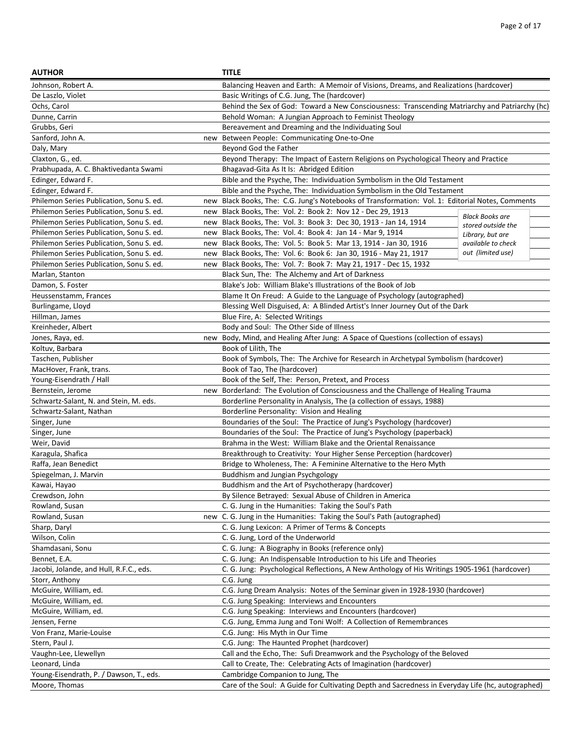| AUTHOR | | TITLE |
|---|---|---|
| Johnson, Robert A. | | Balancing Heaven and Earth: A Memoir of Visions, Dreams, and Realizations (hardcover) |
| De Laszlo, Violet | | Basic Writings of C.G. Jung, The (hardcover) |
| Ochs, Carol | | Behind the Sex of God: Toward a New Consciousness: Transcending Matriarchy and Patriarchy (hc) |
| Dunne, Carrin | | Behold Woman: A Jungian Approach to Feminist Theology |
| Grubbs, Geri | | Bereavement and Dreaming and the Individuating Soul |
| Sanford, John A. | new | Between People: Communicating One-to-One |
| Daly, Mary | | Beyond God the Father |
| Claxton, G., ed. | | Beyond Therapy: The Impact of Eastern Religions on Psychological Theory and Practice |
| Prabhupada, A. C. Bhaktivedanta Swami | | Bhagavad-Gita As It Is: Abridged Edition |
| Edinger, Edward F. | | Bible and the Psyche, The: Individuation Symbolism in the Old Testament |
| Edinger, Edward F. | | Bible and the Psyche, The: Individuation Symbolism in the Old Testament |
| Philemon Series Publication, Sonu S. ed. | new | Black Books, The: C.G. Jung's Notebooks of Transformation: Vol. 1: Editorial Notes, Comments |
| Philemon Series Publication, Sonu S. ed. | new | Black Books, The: Vol. 2: Book 2: Nov 12 - Dec 29, 1913 *Black Books are stored outside the Library, but are available to check out (limited use)* |
| Philemon Series Publication, Sonu S. ed. | new | Black Books, The: Vol. 3: Book 3: Dec 30, 1913 - Jan 14, 1914 |
| Philemon Series Publication, Sonu S. ed. | new | Black Books, The: Vol. 4: Book 4: Jan 14 - Mar 9, 1914 |
| Philemon Series Publication, Sonu S. ed. | new | Black Books, The: Vol. 5: Book 5: Mar 13, 1914 - Jan 30, 1916 |
| Philemon Series Publication, Sonu S. ed. | new | Black Books, The: Vol. 6: Book 6: Jan 30, 1916 - May 21, 1917 |
| Philemon Series Publication, Sonu S. ed. | new | Black Books, The: Vol. 7: Book 7: May 21, 1917 - Dec 15, 1932 |
| Marlan, Stanton | | Black Sun, The: The Alchemy and Art of Darkness |
| Damon, S. Foster | | Blake's Job: William Blake's Illustrations of the Book of Job |
| Heussenstamm, Frances | | Blame It On Freud: A Guide to the Language of Psychology (autographed) |
| Burlingame, Lloyd | | Blessing Well Disguised, A: A Blinded Artist's Inner Journey Out of the Dark |
| Hillman, James | | Blue Fire, A: Selected Writings |
| Kreinheder, Albert | | Body and Soul: The Other Side of Illness |
| Jones, Raya, ed. | new | Body, Mind, and Healing After Jung: A Space of Questions (collection of essays) |
| Koltuv, Barbara | | Book of Lilith, The |
| Taschen, Publisher | | Book of Symbols, The: The Archive for Research in Archetypal Symbolism (hardcover) |
| MacHover, Frank, trans. | | Book of Tao, The (hardcover) |
| Young-Eisendrath / Hall | | Book of the Self, The: Person, Pretext, and Process |
| Bernstein, Jerome | new | Borderland: The Evolution of Consciousness and the Challenge of Healing Trauma |
| Schwartz-Salant, N. and Stein, M. eds. | | Borderline Personality in Analysis, The (a collection of essays, 1988) |
| Schwartz-Salant, Nathan | | Borderline Personality: Vision and Healing |
| Singer, June | | Boundaries of the Soul: The Practice of Jung's Psychology (hardcover) |
| Singer, June | | Boundaries of the Soul: The Practice of Jung's Psychology (paperback) |
| Weir, David | | Brahma in the West: William Blake and the Oriental Renaissance |
| Karagula, Shafica | | Breakthrough to Creativity: Your Higher Sense Perception (hardcover) |
| Raffa, Jean Benedict | | Bridge to Wholeness, The: A Feminine Alternative to the Hero Myth |
| Spiegelman, J. Marvin | | Buddhism and Jungian Psychgology |
| Kawai, Hayao | | Buddhism and the Art of Psychotherapy (hardcover) |
| Crewdson, John | | By Silence Betrayed: Sexual Abuse of Children in America |
| Rowland, Susan | | C. G. Jung in the Humanities: Taking the Soul's Path |
| Rowland, Susan | new | C. G. Jung in the Humanities: Taking the Soul's Path (autographed) |
| Sharp, Daryl | | C. G. Jung Lexicon: A Primer of Terms & Concepts |
| Wilson, Colin | | C. G. Jung, Lord of the Underworld |
| Shamdasani, Sonu | | C. G. Jung: A Biography in Books (reference only) |
| Bennet, E.A. | | C. G. Jung: An Indispensable Introduction to his Life and Theories |
| Jacobi, Jolande, and Hull, R.F.C., eds. | | C. G. Jung: Psychological Reflections, A New Anthology of His Writings 1905-1961 (hardcover) |
| Storr, Anthony | | C.G. Jung |
| McGuire, William, ed. | | C.G. Jung Dream Analysis: Notes of the Seminar given in 1928-1930 (hardcover) |
| McGuire, William, ed. | | C.G. Jung Speaking: Interviews and Encounters |
| McGuire, William, ed. | | C.G. Jung Speaking: Interviews and Encounters (hardcover) |
| Jensen, Ferne | | C.G. Jung, Emma Jung and Toni Wolf: A Collection of Remembrances |
| Von Franz, Marie-Louise | | C.G. Jung: His Myth in Our Time |
| Stern, Paul J. | | C.G. Jung: The Haunted Prophet (hardcover) |
| Vaughn-Lee, Llewellyn | | Call and the Echo, The: Sufi Dreamwork and the Psychology of the Beloved |
| Leonard, Linda | | Call to Create, The: Celebrating Acts of Imagination (hardcover) |
| Young-Eisendrath, P. / Dawson, T., eds. | | Cambridge Companion to Jung, The |
| Moore, Thomas | | Care of the Soul: A Guide for Cultivating Depth and Sacredness in Everyday Life (hc, autographed) |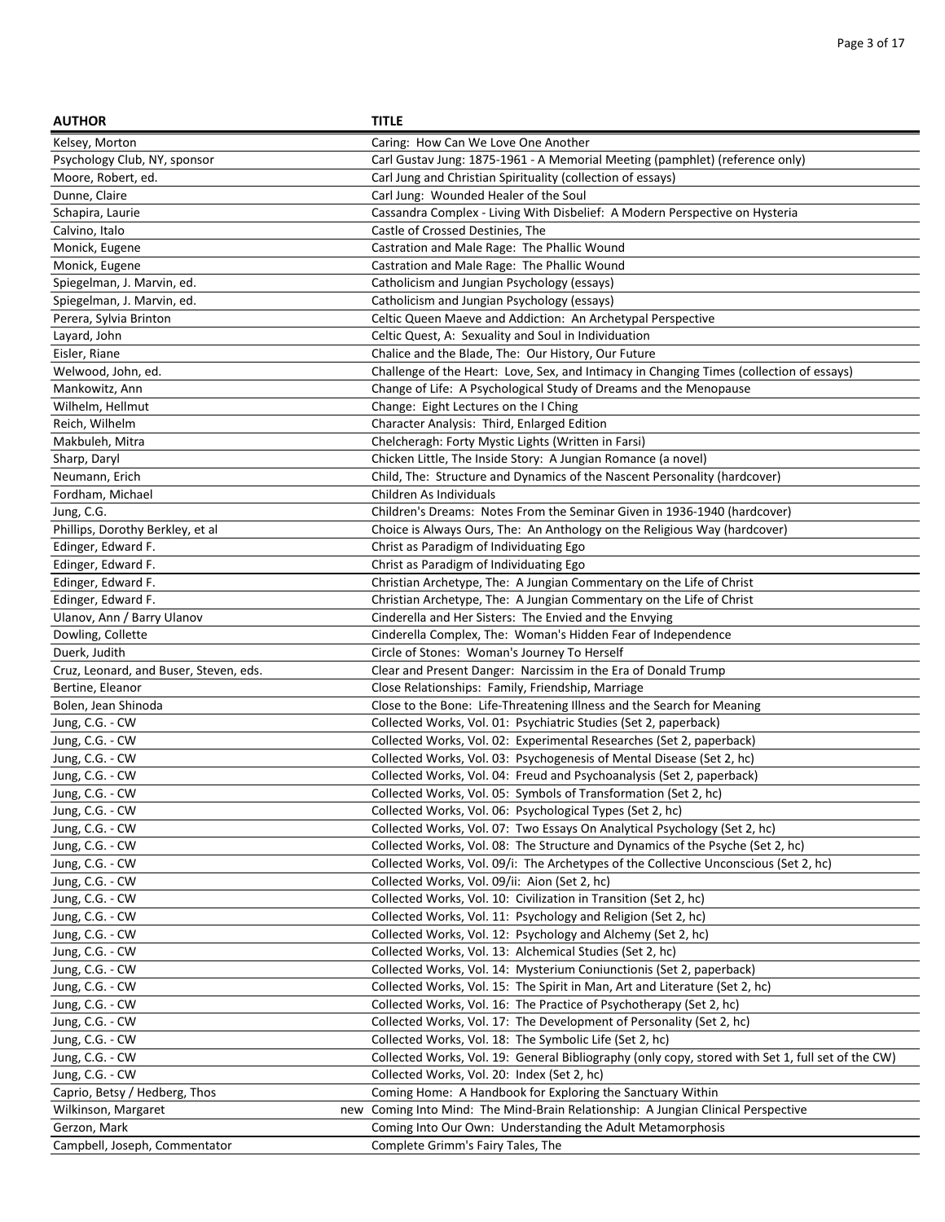| AUTHOR | TITLE |
|---|---|
| Kelsey, Morton | Caring: How Can We Love One Another |
| Psychology Club, NY, sponsor | Carl Gustav Jung: 1875-1961 - A Memorial Meeting (pamphlet) (reference only) |
| Moore, Robert, ed. | Carl Jung and Christian Spirituality (collection of essays) |
| Dunne, Claire | Carl Jung: Wounded Healer of the Soul |
| Schapira, Laurie | Cassandra Complex - Living With Disbelief: A Modern Perspective on Hysteria |
| Calvino, Italo | Castle of Crossed Destinies, The |
| Monick, Eugene | Castration and Male Rage: The Phallic Wound |
| Monick, Eugene | Castration and Male Rage: The Phallic Wound |
| Spiegelman, J. Marvin, ed. | Catholicism and Jungian Psychology (essays) |
| Spiegelman, J. Marvin, ed. | Catholicism and Jungian Psychology (essays) |
| Perera, Sylvia Brinton | Celtic Queen Maeve and Addiction: An Archetypal Perspective |
| Layard, John | Celtic Quest, A: Sexuality and Soul in Individuation |
| Eisler, Riane | Chalice and the Blade, The: Our History, Our Future |
| Welwood, John, ed. | Challenge of the Heart: Love, Sex, and Intimacy in Changing Times (collection of essays) |
| Mankowitz, Ann | Change of Life: A Psychological Study of Dreams and the Menopause |
| Wilhelm, Hellmut | Change: Eight Lectures on the I Ching |
| Reich, Wilhelm | Character Analysis: Third, Enlarged Edition |
| Makbuleh, Mitra | Chelcheragh: Forty Mystic Lights (Written in Farsi) |
| Sharp, Daryl | Chicken Little, The Inside Story: A Jungian Romance (a novel) |
| Neumann, Erich | Child, The: Structure and Dynamics of the Nascent Personality (hardcover) |
| Fordham, Michael | Children As Individuals |
| Jung, C.G. | Children's Dreams: Notes From the Seminar Given in 1936-1940 (hardcover) |
| Phillips, Dorothy Berkley, et al | Choice is Always Ours, The: An Anthology on the Religious Way (hardcover) |
| Edinger, Edward F. | Christ as Paradigm of Individuating Ego |
| Edinger, Edward F. | Christ as Paradigm of Individuating Ego |
| Edinger, Edward F. | Christian Archetype, The: A Jungian Commentary on the Life of Christ |
| Edinger, Edward F. | Christian Archetype, The: A Jungian Commentary on the Life of Christ |
| Ulanov, Ann / Barry Ulanov | Cinderella and Her Sisters: The Envied and the Envying |
| Dowling, Collette | Cinderella Complex, The: Woman's Hidden Fear of Independence |
| Duerk, Judith | Circle of Stones: Woman's Journey To Herself |
| Cruz, Leonard, and Buser, Steven, eds. | Clear and Present Danger: Narcissim in the Era of Donald Trump |
| Bertine, Eleanor | Close Relationships: Family, Friendship, Marriage |
| Bolen, Jean Shinoda | Close to the Bone: Life-Threatening Illness and the Search for Meaning |
| Jung, C.G. - CW | Collected Works, Vol. 01: Psychiatric Studies (Set 2, paperback) |
| Jung, C.G. - CW | Collected Works, Vol. 02: Experimental Researches (Set 2, paperback) |
| Jung, C.G. - CW | Collected Works, Vol. 03: Psychogenesis of Mental Disease (Set 2, hc) |
| Jung, C.G. - CW | Collected Works, Vol. 04: Freud and Psychoanalysis (Set 2, paperback) |
| Jung, C.G. - CW | Collected Works, Vol. 05: Symbols of Transformation (Set 2, hc) |
| Jung, C.G. - CW | Collected Works, Vol. 06: Psychological Types (Set 2, hc) |
| Jung, C.G. - CW | Collected Works, Vol. 07: Two Essays On Analytical Psychology (Set 2, hc) |
| Jung, C.G. - CW | Collected Works, Vol. 08: The Structure and Dynamics of the Psyche (Set 2, hc) |
| Jung, C.G. - CW | Collected Works, Vol. 09/i: The Archetypes of the Collective Unconscious (Set 2, hc) |
| Jung, C.G. - CW | Collected Works, Vol. 09/ii: Aion (Set 2, hc) |
| Jung, C.G. - CW | Collected Works, Vol. 10: Civilization in Transition (Set 2, hc) |
| Jung, C.G. - CW | Collected Works, Vol. 11: Psychology and Religion (Set 2, hc) |
| Jung, C.G. - CW | Collected Works, Vol. 12: Psychology and Alchemy (Set 2, hc) |
| Jung, C.G. - CW | Collected Works, Vol. 13: Alchemical Studies (Set 2, hc) |
| Jung, C.G. - CW | Collected Works, Vol. 14: Mysterium Coniunctionis (Set 2, paperback) |
| Jung, C.G. - CW | Collected Works, Vol. 15: The Spirit in Man, Art and Literature (Set 2, hc) |
| Jung, C.G. - CW | Collected Works, Vol. 16: The Practice of Psychotherapy (Set 2, hc) |
| Jung, C.G. - CW | Collected Works, Vol. 17: The Development of Personality (Set 2, hc) |
| Jung, C.G. - CW | Collected Works, Vol. 18: The Symbolic Life (Set 2, hc) |
| Jung, C.G. - CW | Collected Works, Vol. 19: General Bibliography (only copy, stored with Set 1, full set of the CW) |
| Jung, C.G. - CW | Collected Works, Vol. 20: Index (Set 2, hc) |
| Caprio, Betsy / Hedberg, Thos | Coming Home: A Handbook for Exploring the Sanctuary Within |
| Wilkinson, Margaret | new Coming Into Mind: The Mind-Brain Relationship: A Jungian Clinical Perspective |
| Gerzon, Mark | Coming Into Our Own: Understanding the Adult Metamorphosis |
| Campbell, Joseph, Commentator | Complete Grimm's Fairy Tales, The |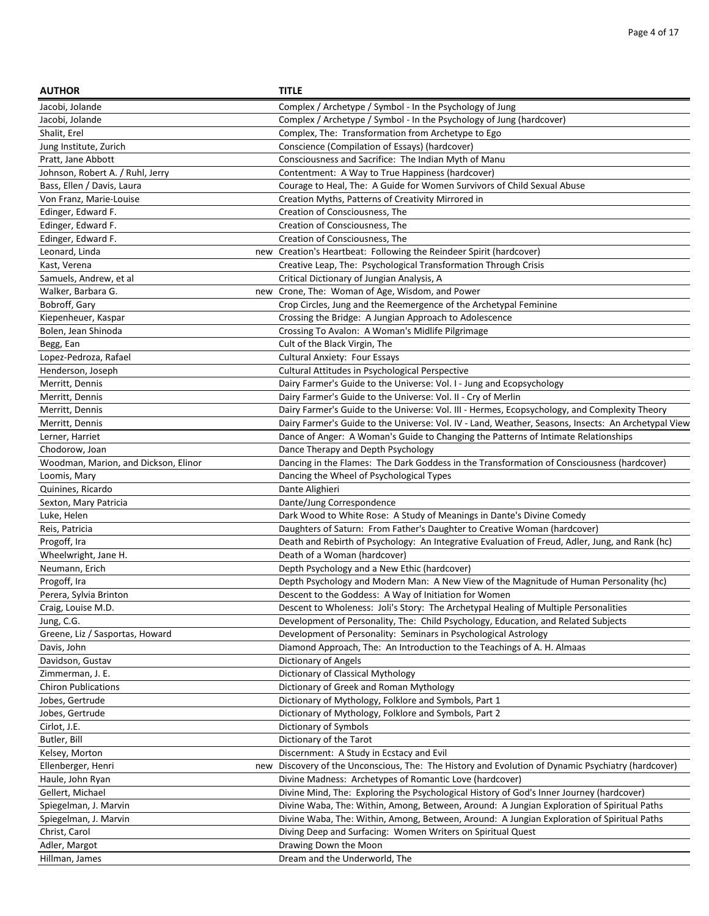| AUTHOR | | TITLE |
|---|---|---|
| Jacobi, Jolande | | Complex / Archetype / Symbol - In the Psychology of Jung |
| Jacobi, Jolande | | Complex / Archetype / Symbol - In the Psychology of Jung (hardcover) |
| Shalit, Erel | | Complex, The: Transformation from Archetype to Ego |
| Jung Institute, Zurich | | Conscience (Compilation of Essays) (hardcover) |
| Pratt, Jane Abbott | | Consciousness and Sacrifice: The Indian Myth of Manu |
| Johnson, Robert A. / Ruhl, Jerry | | Contentment: A Way to True Happiness (hardcover) |
| Bass, Ellen / Davis, Laura | | Courage to Heal, The: A Guide for Women Survivors of Child Sexual Abuse |
| Von Franz, Marie-Louise | | Creation Myths, Patterns of Creativity Mirrored in |
| Edinger, Edward F. | | Creation of Consciousness, The |
| Edinger, Edward F. | | Creation of Consciousness, The |
| Edinger, Edward F. | | Creation of Consciousness, The |
| Leonard, Linda | new | Creation's Heartbeat: Following the Reindeer Spirit (hardcover) |
| Kast, Verena | | Creative Leap, The: Psychological Transformation Through Crisis |
| Samuels, Andrew, et al | | Critical Dictionary of Jungian Analysis, A |
| Walker, Barbara G. | new | Crone, The: Woman of Age, Wisdom, and Power |
| Bobroff, Gary | | Crop Circles, Jung and the Reemergence of the Archetypal Feminine |
| Kiepenheuer, Kaspar | | Crossing the Bridge: A Jungian Approach to Adolescence |
| Bolen, Jean Shinoda | | Crossing To Avalon: A Woman's Midlife Pilgrimage |
| Begg, Ean | | Cult of the Black Virgin, The |
| Lopez-Pedroza, Rafael | | Cultural Anxiety: Four Essays |
| Henderson, Joseph | | Cultural Attitudes in Psychological Perspective |
| Merritt, Dennis | | Dairy Farmer's Guide to the Universe: Vol. I - Jung and Ecopsychology |
| Merritt, Dennis | | Dairy Farmer's Guide to the Universe: Vol. II - Cry of Merlin |
| Merritt, Dennis | | Dairy Farmer's Guide to the Universe: Vol. III - Hermes, Ecopsychology, and Complexity Theory |
| Merritt, Dennis | | Dairy Farmer's Guide to the Universe: Vol. IV - Land, Weather, Seasons, Insects: An Archetypal View |
| Lerner, Harriet | | Dance of Anger: A Woman's Guide to Changing the Patterns of Intimate Relationships |
| Chodorow, Joan | | Dance Therapy and Depth Psychology |
| Woodman, Marion, and Dickson, Elinor | | Dancing in the Flames: The Dark Goddess in the Transformation of Consciousness (hardcover) |
| Loomis, Mary | | Dancing the Wheel of Psychological Types |
| Quinines, Ricardo | | Dante Alighieri |
| Sexton, Mary Patricia | | Dante/Jung Correspondence |
| Luke, Helen | | Dark Wood to White Rose: A Study of Meanings in Dante's Divine Comedy |
| Reis, Patricia | | Daughters of Saturn: From Father's Daughter to Creative Woman (hardcover) |
| Progoff, Ira | | Death and Rebirth of Psychology: An Integrative Evaluation of Freud, Adler, Jung, and Rank (hc) |
| Wheelwright, Jane H. | | Death of a Woman (hardcover) |
| Neumann, Erich | | Depth Psychology and a New Ethic (hardcover) |
| Progoff, Ira | | Depth Psychology and Modern Man: A New View of the Magnitude of Human Personality (hc) |
| Perera, Sylvia Brinton | | Descent to the Goddess: A Way of Initiation for Women |
| Craig, Louise M.D. | | Descent to Wholeness: Joli's Story: The Archetypal Healing of Multiple Personalities |
| Jung, C.G. | | Development of Personality, The: Child Psychology, Education, and Related Subjects |
| Greene, Liz / Sasportas, Howard | | Development of Personality: Seminars in Psychological Astrology |
| Davis, John | | Diamond Approach, The: An Introduction to the Teachings of A. H. Almaas |
| Davidson, Gustav | | Dictionary of Angels |
| Zimmerman, J. E. | | Dictionary of Classical Mythology |
| Chiron Publications | | Dictionary of Greek and Roman Mythology |
| Jobes, Gertrude | | Dictionary of Mythology, Folklore and Symbols, Part 1 |
| Jobes, Gertrude | | Dictionary of Mythology, Folklore and Symbols, Part 2 |
| Cirlot, J.E. | | Dictionary of Symbols |
| Butler, Bill | | Dictionary of the Tarot |
| Kelsey, Morton | | Discernment: A Study in Ecstacy and Evil |
| Ellenberger, Henri | new | Discovery of the Unconscious, The: The History and Evolution of Dynamic Psychiatry (hardcover) |
| Haule, John Ryan | | Divine Madness: Archetypes of Romantic Love (hardcover) |
| Gellert, Michael | | Divine Mind, The: Exploring the Psychological History of God's Inner Journey (hardcover) |
| Spiegelman, J. Marvin | | Divine Waba, The: Within, Among, Between, Around: A Jungian Exploration of Spiritual Paths |
| Spiegelman, J. Marvin | | Divine Waba, The: Within, Among, Between, Around: A Jungian Exploration of Spiritual Paths |
| Christ, Carol | | Diving Deep and Surfacing: Women Writers on Spiritual Quest |
| Adler, Margot | | Drawing Down the Moon |
| Hillman, James | | Dream and the Underworld, The |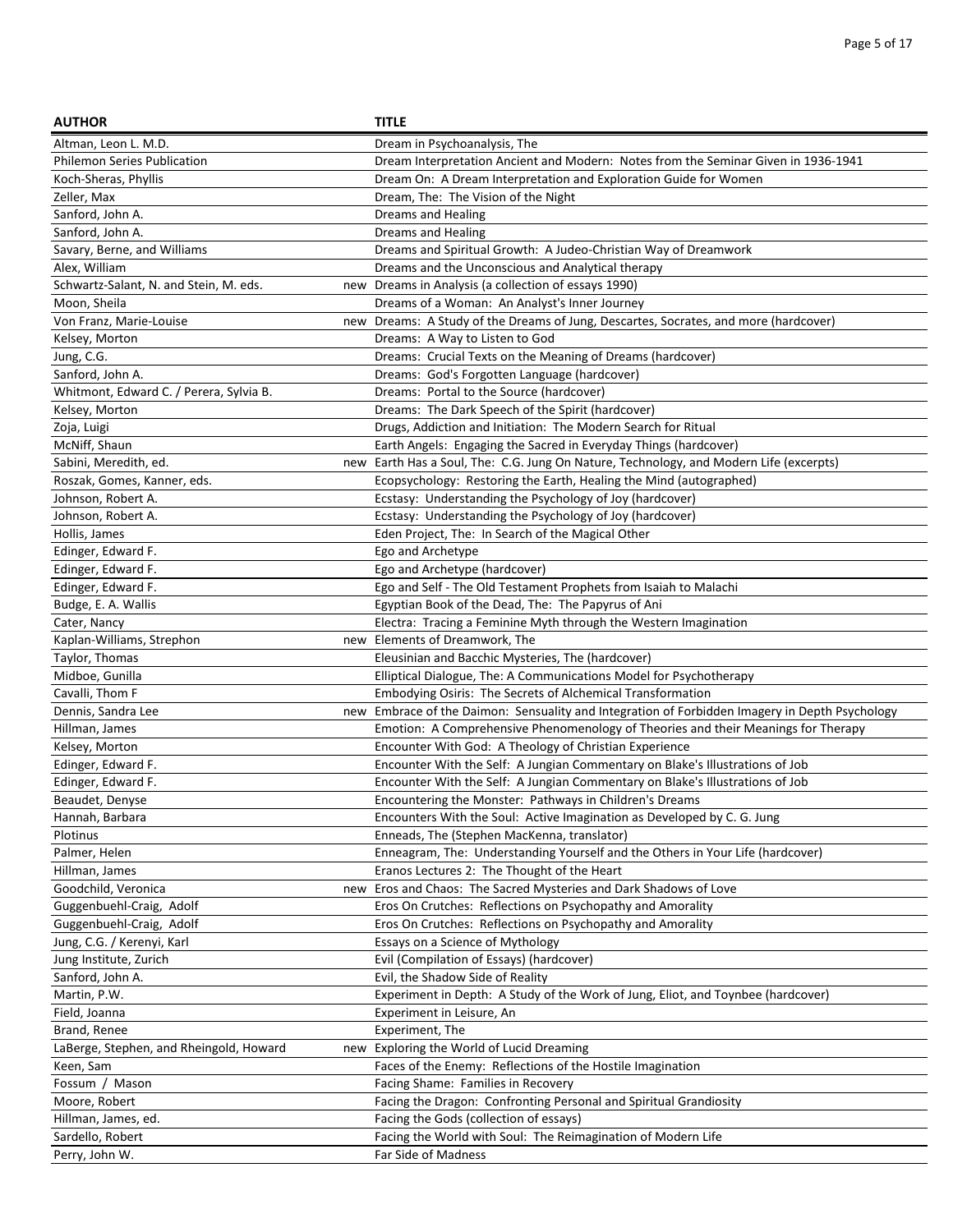| AUTHOR | | TITLE |
|---|---|---|
| Altman, Leon L. M.D. | | Dream in Psychoanalysis, The |
| Philemon Series Publication | | Dream Interpretation Ancient and Modern: Notes from the Seminar Given in 1936-1941 |
| Koch-Sheras, Phyllis | | Dream On: A Dream Interpretation and Exploration Guide for Women |
| Zeller, Max | | Dream, The: The Vision of the Night |
| Sanford, John A. | | Dreams and Healing |
| Sanford, John A. | | Dreams and Healing |
| Savary, Berne, and Williams | | Dreams and Spiritual Growth: A Judeo-Christian Way of Dreamwork |
| Alex, William | | Dreams and the Unconscious and Analytical therapy |
| Schwartz-Salant, N. and Stein, M. eds. | new | Dreams in Analysis (a collection of essays 1990) |
| Moon, Sheila | | Dreams of a Woman: An Analyst's Inner Journey |
| Von Franz, Marie-Louise | new | Dreams: A Study of the Dreams of Jung, Descartes, Socrates, and more (hardcover) |
| Kelsey, Morton | | Dreams: A Way to Listen to God |
| Jung, C.G. | | Dreams: Crucial Texts on the Meaning of Dreams (hardcover) |
| Sanford, John A. | | Dreams: God's Forgotten Language (hardcover) |
| Whitmont, Edward C. / Perera, Sylvia B. | | Dreams: Portal to the Source (hardcover) |
| Kelsey, Morton | | Dreams: The Dark Speech of the Spirit (hardcover) |
| Zoja, Luigi | | Drugs, Addiction and Initiation: The Modern Search for Ritual |
| McNiff, Shaun | | Earth Angels: Engaging the Sacred in Everyday Things (hardcover) |
| Sabini, Meredith, ed. | new | Earth Has a Soul, The: C.G. Jung On Nature, Technology, and Modern Life (excerpts) |
| Roszak, Gomes, Kanner, eds. | | Ecopsychology: Restoring the Earth, Healing the Mind (autographed) |
| Johnson, Robert A. | | Ecstasy: Understanding the Psychology of Joy (hardcover) |
| Johnson, Robert A. | | Ecstasy: Understanding the Psychology of Joy (hardcover) |
| Hollis, James | | Eden Project, The: In Search of the Magical Other |
| Edinger, Edward F. | | Ego and Archetype |
| Edinger, Edward F. | | Ego and Archetype (hardcover) |
| Edinger, Edward F. | | Ego and Self - The Old Testament Prophets from Isaiah to Malachi |
| Budge, E. A. Wallis | | Egyptian Book of the Dead, The: The Papyrus of Ani |
| Cater, Nancy | | Electra: Tracing a Feminine Myth through the Western Imagination |
| Kaplan-Williams, Strephon | new | Elements of Dreamwork, The |
| Taylor, Thomas | | Eleusinian and Bacchic Mysteries, The (hardcover) |
| Midboe, Gunilla | | Elliptical Dialogue, The: A Communications Model for Psychotherapy |
| Cavalli, Thom F | | Embodying Osiris: The Secrets of Alchemical Transformation |
| Dennis, Sandra Lee | new | Embrace of the Daimon: Sensuality and Integration of Forbidden Imagery in Depth Psychology |
| Hillman, James | | Emotion: A Comprehensive Phenomenology of Theories and their Meanings for Therapy |
| Kelsey, Morton | | Encounter With God: A Theology of Christian Experience |
| Edinger, Edward F. | | Encounter With the Self: A Jungian Commentary on Blake's Illustrations of Job |
| Edinger, Edward F. | | Encounter With the Self: A Jungian Commentary on Blake's Illustrations of Job |
| Beaudet, Denyse | | Encountering the Monster: Pathways in Children's Dreams |
| Hannah, Barbara | | Encounters With the Soul: Active Imagination as Developed by C. G. Jung |
| Plotinus | | Enneads, The (Stephen MacKenna, translator) |
| Palmer, Helen | | Enneagram, The: Understanding Yourself and the Others in Your Life (hardcover) |
| Hillman, James | | Eranos Lectures 2: The Thought of the Heart |
| Goodchild, Veronica | new | Eros and Chaos: The Sacred Mysteries and Dark Shadows of Love |
| Guggenbuehl-Craig, Adolf | | Eros On Crutches: Reflections on Psychopathy and Amorality |
| Guggenbuehl-Craig, Adolf | | Eros On Crutches: Reflections on Psychopathy and Amorality |
| Jung, C.G. / Kerenyi, Karl | | Essays on a Science of Mythology |
| Jung Institute, Zurich | | Evil (Compilation of Essays) (hardcover) |
| Sanford, John A. | | Evil, the Shadow Side of Reality |
| Martin, P.W. | | Experiment in Depth: A Study of the Work of Jung, Eliot, and Toynbee (hardcover) |
| Field, Joanna | | Experiment in Leisure, An |
| Brand, Renee | | Experiment, The |
| LaBerge, Stephen, and Rheingold, Howard | new | Exploring the World of Lucid Dreaming |
| Keen, Sam | | Faces of the Enemy: Reflections of the Hostile Imagination |
| Fossum / Mason | | Facing Shame: Families in Recovery |
| Moore, Robert | | Facing the Dragon: Confronting Personal and Spiritual Grandiosity |
| Hillman, James, ed. | | Facing the Gods (collection of essays) |
| Sardello, Robert | | Facing the World with Soul: The Reimagination of Modern Life |
| Perry, John W. | | Far Side of Madness |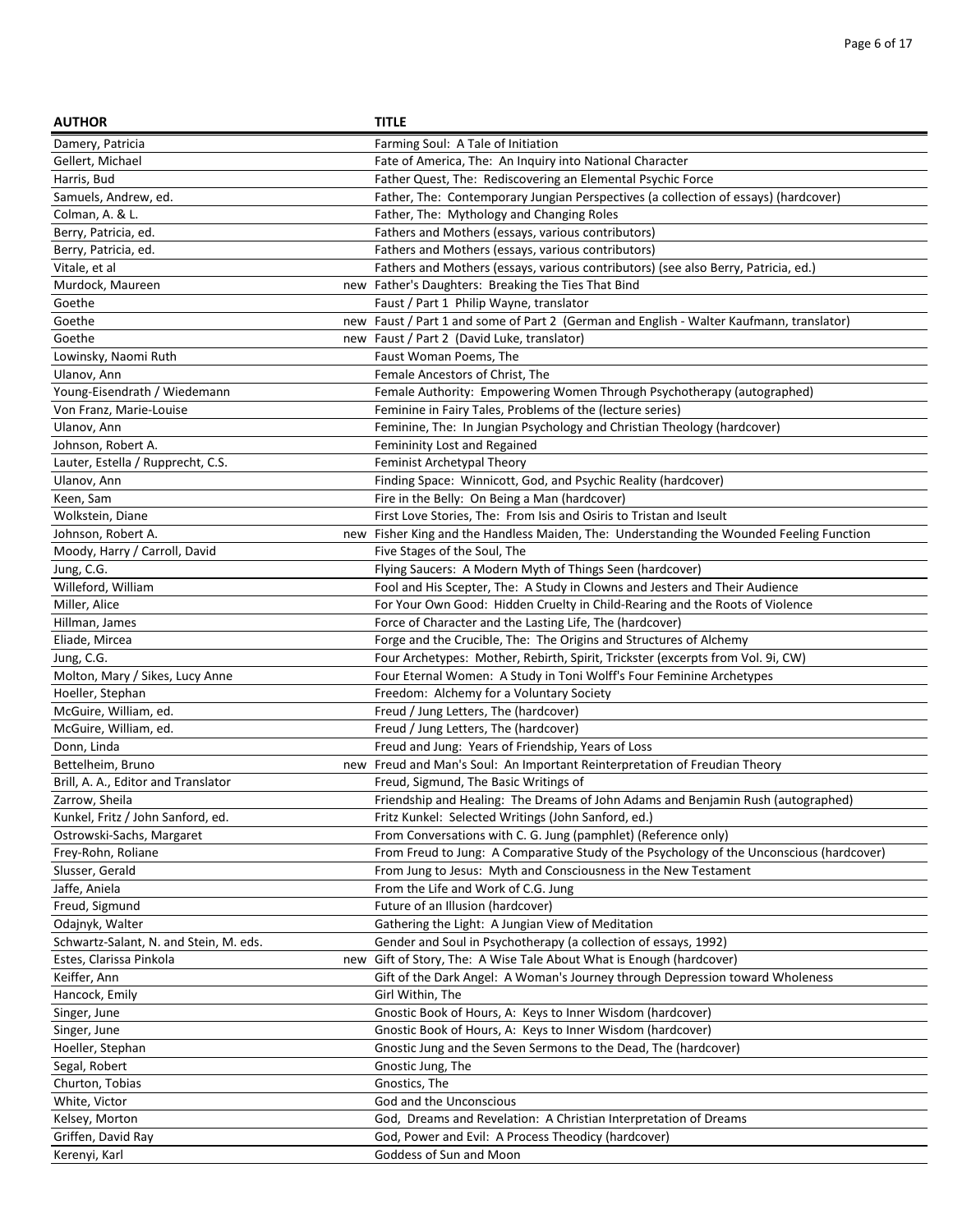| AUTHOR | | TITLE |
|---|---|---|
| Damery, Patricia | | Farming Soul: A Tale of Initiation |
| Gellert, Michael | | Fate of America, The: An Inquiry into National Character |
| Harris, Bud | | Father Quest, The: Rediscovering an Elemental Psychic Force |
| Samuels, Andrew, ed. | | Father, The: Contemporary Jungian Perspectives (a collection of essays) (hardcover) |
| Colman, A. & L. | | Father, The: Mythology and Changing Roles |
| Berry, Patricia, ed. | | Fathers and Mothers (essays, various contributors) |
| Berry, Patricia, ed. | | Fathers and Mothers (essays, various contributors) |
| Vitale, et al | | Fathers and Mothers (essays, various contributors) (see also Berry, Patricia, ed.) |
| Murdock, Maureen | new | Father's Daughters: Breaking the Ties That Bind |
| Goethe | | Faust / Part 1 Philip Wayne, translator |
| Goethe | new | Faust / Part 1 and some of Part 2 (German and English - Walter Kaufmann, translator) |
| Goethe | new | Faust / Part 2 (David Luke, translator) |
| Lowinsky, Naomi Ruth | | Faust Woman Poems, The |
| Ulanov, Ann | | Female Ancestors of Christ, The |
| Young-Eisendrath / Wiedemann | | Female Authority: Empowering Women Through Psychotherapy (autographed) |
| Von Franz, Marie-Louise | | Feminine in Fairy Tales, Problems of the (lecture series) |
| Ulanov, Ann | | Feminine, The: In Jungian Psychology and Christian Theology (hardcover) |
| Johnson, Robert A. | | Femininity Lost and Regained |
| Lauter, Estella / Rupprecht, C.S. | | Feminist Archetypal Theory |
| Ulanov, Ann | | Finding Space: Winnicott, God, and Psychic Reality (hardcover) |
| Keen, Sam | | Fire in the Belly: On Being a Man (hardcover) |
| Wolkstein, Diane | | First Love Stories, The: From Isis and Osiris to Tristan and Iseult |
| Johnson, Robert A. | new | Fisher King and the Handless Maiden, The: Understanding the Wounded Feeling Function |
| Moody, Harry / Carroll, David | | Five Stages of the Soul, The |
| Jung, C.G. | | Flying Saucers: A Modern Myth of Things Seen (hardcover) |
| Willeford, William | | Fool and His Scepter, The: A Study in Clowns and Jesters and Their Audience |
| Miller, Alice | | For Your Own Good: Hidden Cruelty in Child-Rearing and the Roots of Violence |
| Hillman, James | | Force of Character and the Lasting Life, The (hardcover) |
| Eliade, Mircea | | Forge and the Crucible, The: The Origins and Structures of Alchemy |
| Jung, C.G. | | Four Archetypes: Mother, Rebirth, Spirit, Trickster (excerpts from Vol. 9i, CW) |
| Molton, Mary / Sikes, Lucy Anne | | Four Eternal Women: A Study in Toni Wolff's Four Feminine Archetypes |
| Hoeller, Stephan | | Freedom: Alchemy for a Voluntary Society |
| McGuire, William, ed. | | Freud / Jung Letters, The (hardcover) |
| McGuire, William, ed. | | Freud / Jung Letters, The (hardcover) |
| Donn, Linda | | Freud and Jung: Years of Friendship, Years of Loss |
| Bettelheim, Bruno | new | Freud and Man's Soul: An Important Reinterpretation of Freudian Theory |
| Brill, A. A., Editor and Translator | | Freud, Sigmund, The Basic Writings of |
| Zarrow, Sheila | | Friendship and Healing: The Dreams of John Adams and Benjamin Rush (autographed) |
| Kunkel, Fritz / John Sanford, ed. | | Fritz Kunkel: Selected Writings (John Sanford, ed.) |
| Ostrowski-Sachs, Margaret | | From Conversations with C. G. Jung (pamphlet) (Reference only) |
| Frey-Rohn, Roliane | | From Freud to Jung: A Comparative Study of the Psychology of the Unconscious (hardcover) |
| Slusser, Gerald | | From Jung to Jesus: Myth and Consciousness in the New Testament |
| Jaffe, Aniela | | From the Life and Work of C.G. Jung |
| Freud, Sigmund | | Future of an Illusion (hardcover) |
| Odajnyk, Walter | | Gathering the Light: A Jungian View of Meditation |
| Schwartz-Salant, N. and Stein, M. eds. | | Gender and Soul in Psychotherapy (a collection of essays, 1992) |
| Estes, Clarissa Pinkola | new | Gift of Story, The: A Wise Tale About What is Enough (hardcover) |
| Keiffer, Ann | | Gift of the Dark Angel: A Woman's Journey through Depression toward Wholeness |
| Hancock, Emily | | Girl Within, The |
| Singer, June | | Gnostic Book of Hours, A: Keys to Inner Wisdom (hardcover) |
| Singer, June | | Gnostic Book of Hours, A: Keys to Inner Wisdom (hardcover) |
| Hoeller, Stephan | | Gnostic Jung and the Seven Sermons to the Dead, The (hardcover) |
| Segal, Robert | | Gnostic Jung, The |
| Churton, Tobias | | Gnostics, The |
| White, Victor | | God and the Unconscious |
| Kelsey, Morton | | God, Dreams and Revelation: A Christian Interpretation of Dreams |
| Griffen, David Ray | | God, Power and Evil: A Process Theodicy (hardcover) |
| Kerenyi, Karl | | Goddess of Sun and Moon |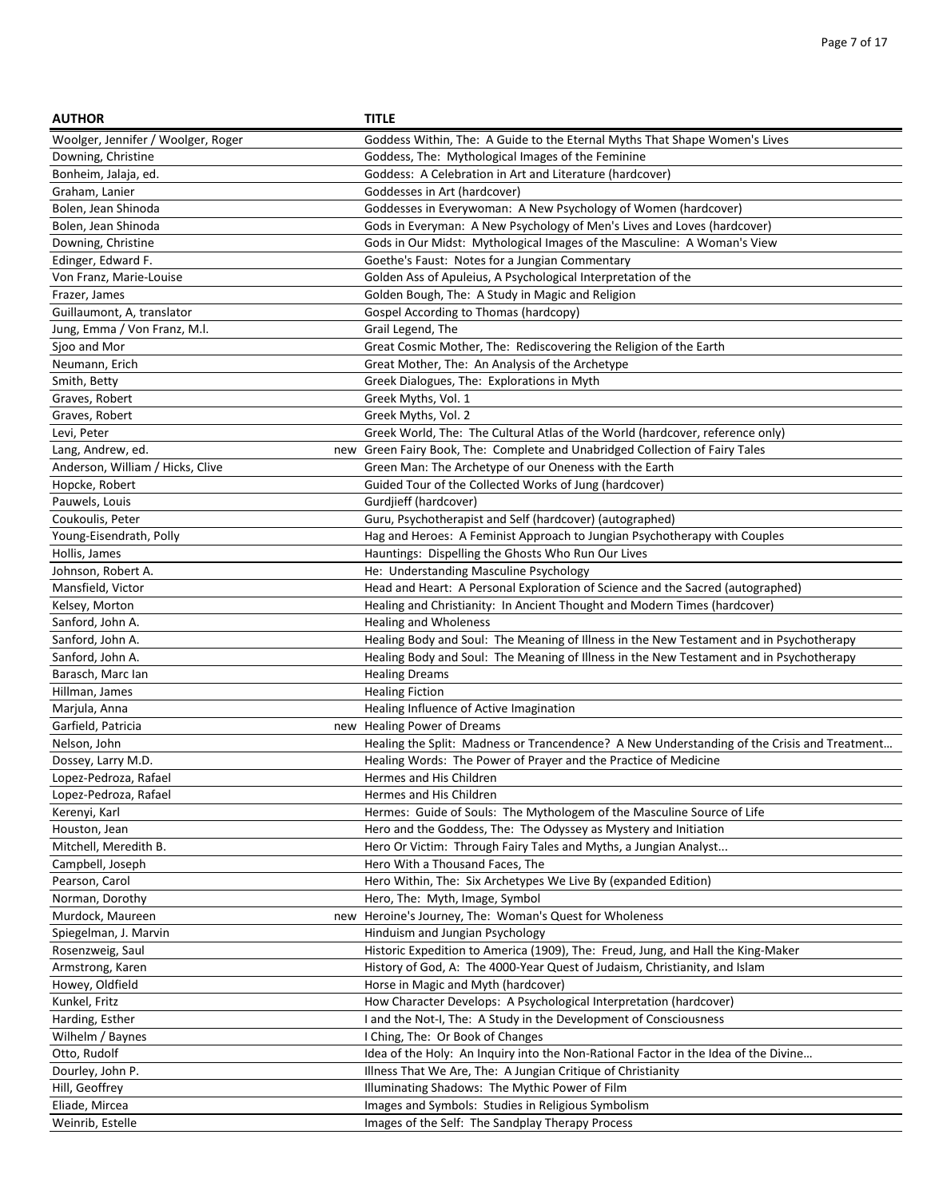| AUTHOR | | TITLE |
|---|---|---|
| Woolger, Jennifer / Woolger, Roger | | Goddess Within, The: A Guide to the Eternal Myths That Shape Women's Lives |
| Downing, Christine | | Goddess, The: Mythological Images of the Feminine |
| Bonheim, Jalaja, ed. | | Goddess: A Celebration in Art and Literature (hardcover) |
| Graham, Lanier | | Goddesses in Art (hardcover) |
| Bolen, Jean Shinoda | | Goddesses in Everywoman: A New Psychology of Women (hardcover) |
| Bolen, Jean Shinoda | | Gods in Everyman: A New Psychology of Men's Lives and Loves (hardcover) |
| Downing, Christine | | Gods in Our Midst: Mythological Images of the Masculine: A Woman's View |
| Edinger, Edward F. | | Goethe's Faust: Notes for a Jungian Commentary |
| Von Franz, Marie-Louise | | Golden Ass of Apuleius, A Psychological Interpretation of the |
| Frazer, James | | Golden Bough, The: A Study in Magic and Religion |
| Guillaumont, A, translator | | Gospel According to Thomas (hardcopy) |
| Jung, Emma / Von Franz, M.l. | | Grail Legend, The |
| Sjoo and Mor | | Great Cosmic Mother, The: Rediscovering the Religion of the Earth |
| Neumann, Erich | | Great Mother, The: An Analysis of the Archetype |
| Smith, Betty | | Greek Dialogues, The: Explorations in Myth |
| Graves, Robert | | Greek Myths, Vol. 1 |
| Graves, Robert | | Greek Myths, Vol. 2 |
| Levi, Peter | | Greek World, The: The Cultural Atlas of the World (hardcover, reference only) |
| Lang, Andrew, ed. | new | Green Fairy Book, The: Complete and Unabridged Collection of Fairy Tales |
| Anderson, William / Hicks, Clive | | Green Man: The Archetype of our Oneness with the Earth |
| Hopcke, Robert | | Guided Tour of the Collected Works of Jung (hardcover) |
| Pauwels, Louis | | Gurdjieff (hardcover) |
| Coukoulis, Peter | | Guru, Psychotherapist and Self (hardcover) (autographed) |
| Young-Eisendrath, Polly | | Hag and Heroes: A Feminist Approach to Jungian Psychotherapy with Couples |
| Hollis, James | | Hauntings: Dispelling the Ghosts Who Run Our Lives |
| Johnson, Robert A. | | He: Understanding Masculine Psychology |
| Mansfield, Victor | | Head and Heart: A Personal Exploration of Science and the Sacred (autographed) |
| Kelsey, Morton | | Healing and Christianity: In Ancient Thought and Modern Times (hardcover) |
| Sanford, John A. | | Healing and Wholeness |
| Sanford, John A. | | Healing Body and Soul: The Meaning of Illness in the New Testament and in Psychotherapy |
| Sanford, John A. | | Healing Body and Soul: The Meaning of Illness in the New Testament and in Psychotherapy |
| Barasch, Marc Ian | | Healing Dreams |
| Hillman, James | | Healing Fiction |
| Marjula, Anna | | Healing Influence of Active Imagination |
| Garfield, Patricia | new | Healing Power of Dreams |
| Nelson, John | | Healing the Split: Madness or Trancendence? A New Understanding of the Crisis and Treatment… |
| Dossey, Larry M.D. | | Healing Words: The Power of Prayer and the Practice of Medicine |
| Lopez-Pedroza, Rafael | | Hermes and His Children |
| Lopez-Pedroza, Rafael | | Hermes and His Children |
| Kerenyi, Karl | | Hermes: Guide of Souls: The Mythologem of the Masculine Source of Life |
| Houston, Jean | | Hero and the Goddess, The: The Odyssey as Mystery and Initiation |
| Mitchell, Meredith B. | | Hero Or Victim: Through Fairy Tales and Myths, a Jungian Analyst... |
| Campbell, Joseph | | Hero With a Thousand Faces, The |
| Pearson, Carol | | Hero Within, The: Six Archetypes We Live By (expanded Edition) |
| Norman, Dorothy | | Hero, The: Myth, Image, Symbol |
| Murdock, Maureen | new | Heroine's Journey, The: Woman's Quest for Wholeness |
| Spiegelman, J. Marvin | | Hinduism and Jungian Psychology |
| Rosenzweig, Saul | | Historic Expedition to America (1909), The: Freud, Jung, and Hall the King-Maker |
| Armstrong, Karen | | History of God, A: The 4000-Year Quest of Judaism, Christianity, and Islam |
| Howey, Oldfield | | Horse in Magic and Myth (hardcover) |
| Kunkel, Fritz | | How Character Develops: A Psychological Interpretation (hardcover) |
| Harding, Esther | | I and the Not-I, The: A Study in the Development of Consciousness |
| Wilhelm / Baynes | | I Ching, The: Or Book of Changes |
| Otto, Rudolf | | Idea of the Holy: An Inquiry into the Non-Rational Factor in the Idea of the Divine… |
| Dourley, John P. | | Illness That We Are, The: A Jungian Critique of Christianity |
| Hill, Geoffrey | | Illuminating Shadows: The Mythic Power of Film |
| Eliade, Mircea | | Images and Symbols: Studies in Religious Symbolism |
| Weinrib, Estelle | | Images of the Self: The Sandplay Therapy Process |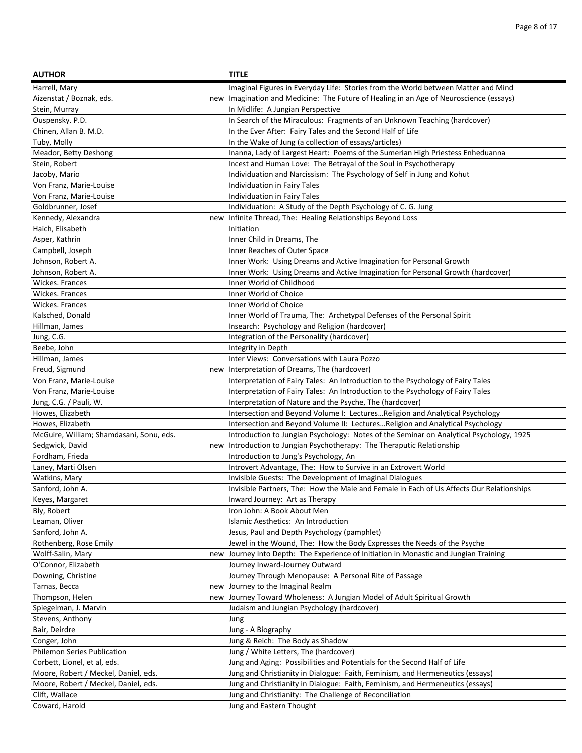| AUTHOR | | TITLE |
|---|---|---|
| Harrell, Mary | | Imaginal Figures in Everyday Life: Stories from the World between Matter and Mind |
| Aizenstat / Boznak, eds. | new | Imagination and Medicine: The Future of Healing in an Age of Neuroscience (essays) |
| Stein, Murray | | In Midlife: A Jungian Perspective |
| Ouspensky. P.D. | | In Search of the Miraculous: Fragments of an Unknown Teaching (hardcover) |
| Chinen, Allan B. M.D. | | In the Ever After: Fairy Tales and the Second Half of Life |
| Tuby, Molly | | In the Wake of Jung (a collection of essays/articles) |
| Meador, Betty Deshong | | Inanna, Lady of Largest Heart: Poems of the Sumerian High Priestess Enheduanna |
| Stein, Robert | | Incest and Human Love: The Betrayal of the Soul in Psychotherapy |
| Jacoby, Mario | | Individuation and Narcissism: The Psychology of Self in Jung and Kohut |
| Von Franz, Marie-Louise | | Individuation in Fairy Tales |
| Von Franz, Marie-Louise | | Individuation in Fairy Tales |
| Goldbrunner, Josef | | Individuation: A Study of the Depth Psychology of C. G. Jung |
| Kennedy, Alexandra | new | Infinite Thread, The: Healing Relationships Beyond Loss |
| Haich, Elisabeth | | Initiation |
| Asper, Kathrin | | Inner Child in Dreams, The |
| Campbell, Joseph | | Inner Reaches of Outer Space |
| Johnson, Robert A. | | Inner Work: Using Dreams and Active Imagination for Personal Growth |
| Johnson, Robert A. | | Inner Work: Using Dreams and Active Imagination for Personal Growth (hardcover) |
| Wickes. Frances | | Inner World of Childhood |
| Wickes. Frances | | Inner World of Choice |
| Wickes. Frances | | Inner World of Choice |
| Kalsched, Donald | | Inner World of Trauma, The: Archetypal Defenses of the Personal Spirit |
| Hillman, James | | Insearch: Psychology and Religion (hardcover) |
| Jung, C.G. | | Integration of the Personality (hardcover) |
| Beebe, John | | Integrity in Depth |
| Hillman, James | | Inter Views: Conversations with Laura Pozzo |
| Freud, Sigmund | new | Interpretation of Dreams, The (hardcover) |
| Von Franz, Marie-Louise | | Interpretation of Fairy Tales: An Introduction to the Psychology of Fairy Tales |
| Von Franz, Marie-Louise | | Interpretation of Fairy Tales: An Introduction to the Psychology of Fairy Tales |
| Jung, C.G. / Pauli, W. | | Interpretation of Nature and the Psyche, The (hardcover) |
| Howes, Elizabeth | | Intersection and Beyond Volume I: Lectures…Religion and Analytical Psychology |
| Howes, Elizabeth | | Intersection and Beyond Volume II: Lectures…Religion and Analytical Psychology |
| McGuire, William; Shamdasani, Sonu, eds. | | Introduction to Jungian Psychology: Notes of the Seminar on Analytical Psychology, 1925 |
| Sedgwick, David | new | Introduction to Jungian Psychotherapy: The Theraputic Relationship |
| Fordham, Frieda | | Introduction to Jung's Psychology, An |
| Laney, Marti Olsen | | Introvert Advantage, The: How to Survive in an Extrovert World |
| Watkins, Mary | | Invisible Guests: The Development of Imaginal Dialogues |
| Sanford, John A. | | Invisible Partners, The: How the Male and Female in Each of Us Affects Our Relationships |
| Keyes, Margaret | | Inward Journey: Art as Therapy |
| Bly, Robert | | Iron John: A Book About Men |
| Leaman, Oliver | | Islamic Aesthetics: An Introduction |
| Sanford, John A. | | Jesus, Paul and Depth Psychology (pamphlet) |
| Rothenberg, Rose Emily | | Jewel in the Wound, The: How the Body Expresses the Needs of the Psyche |
| Wolff-Salin, Mary | new | Journey Into Depth: The Experience of Initiation in Monastic and Jungian Training |
| O'Connor, Elizabeth | | Journey Inward-Journey Outward |
| Downing, Christine | | Journey Through Menopause: A Personal Rite of Passage |
| Tarnas, Becca | new | Journey to the Imaginal Realm |
| Thompson, Helen | new | Journey Toward Wholeness: A Jungian Model of Adult Spiritual Growth |
| Spiegelman, J. Marvin | | Judaism and Jungian Psychology (hardcover) |
| Stevens, Anthony | | Jung |
| Bair, Deirdre | | Jung - A Biography |
| Conger, John | | Jung & Reich: The Body as Shadow |
| Philemon Series Publication | | Jung / White Letters, The (hardcover) |
| Corbett, Lionel, et al, eds. | | Jung and Aging: Possibilities and Potentials for the Second Half of Life |
| Moore, Robert / Meckel, Daniel, eds. | | Jung and Christianity in Dialogue: Faith, Feminism, and Hermeneutics (essays) |
| Moore, Robert / Meckel, Daniel, eds. | | Jung and Christianity in Dialogue: Faith, Feminism, and Hermeneutics (essays) |
| Clift, Wallace | | Jung and Christianity: The Challenge of Reconciliation |
| Coward, Harold | | Jung and Eastern Thought |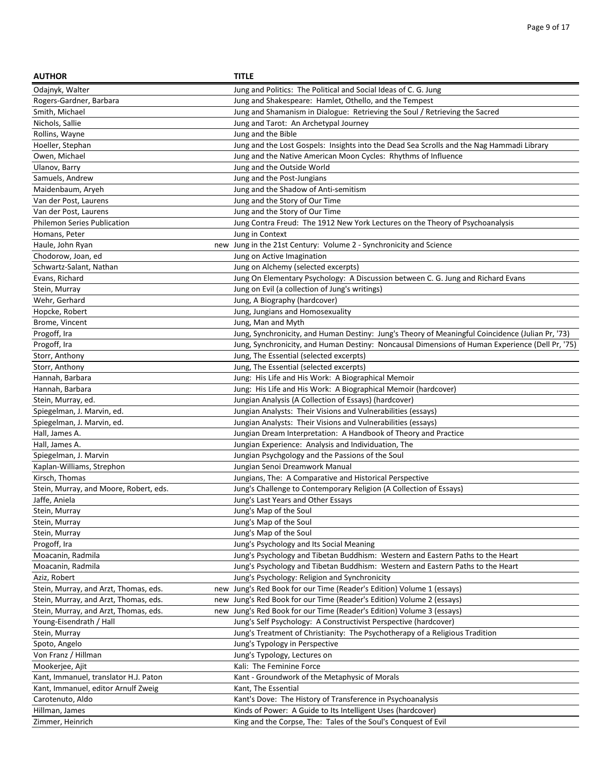| AUTHOR | | TITLE |
|---|---|---|
| Odajnyk, Walter | | Jung and Politics: The Political and Social Ideas of C. G. Jung |
| Rogers-Gardner, Barbara | | Jung and Shakespeare: Hamlet, Othello, and the Tempest |
| Smith, Michael | | Jung and Shamanism in Dialogue: Retrieving the Soul / Retrieving the Sacred |
| Nichols, Sallie | | Jung and Tarot: An Archetypal Journey |
| Rollins, Wayne | | Jung and the Bible |
| Hoeller, Stephan | | Jung and the Lost Gospels: Insights into the Dead Sea Scrolls and the Nag Hammadi Library |
| Owen, Michael | | Jung and the Native American Moon Cycles: Rhythms of Influence |
| Ulanov, Barry | | Jung and the Outside World |
| Samuels, Andrew | | Jung and the Post-Jungians |
| Maidenbaum, Aryeh | | Jung and the Shadow of Anti-semitism |
| Van der Post, Laurens | | Jung and the Story of Our Time |
| Van der Post, Laurens | | Jung and the Story of Our Time |
| Philemon Series Publication | | Jung Contra Freud: The 1912 New York Lectures on the Theory of Psychoanalysis |
| Homans, Peter | | Jung in Context |
| Haule, John Ryan | new | Jung in the 21st Century: Volume 2 - Synchronicity and Science |
| Chodorow, Joan, ed | | Jung on Active Imagination |
| Schwartz-Salant, Nathan | | Jung on Alchemy (selected excerpts) |
| Evans, Richard | | Jung On Elementary Psychology: A Discussion between C. G. Jung and Richard Evans |
| Stein, Murray | | Jung on Evil (a collection of Jung's writings) |
| Wehr, Gerhard | | Jung, A Biography (hardcover) |
| Hopcke, Robert | | Jung, Jungians and Homosexuality |
| Brome, Vincent | | Jung, Man and Myth |
| Progoff, Ira | | Jung, Synchronicity, and Human Destiny: Jung's Theory of Meaningful Coincidence (Julian Pr, '73) |
| Progoff, Ira | | Jung, Synchronicity, and Human Destiny: Noncausal Dimensions of Human Experience (Dell Pr, '75) |
| Storr, Anthony | | Jung, The Essential (selected excerpts) |
| Storr, Anthony | | Jung, The Essential (selected excerpts) |
| Hannah, Barbara | | Jung: His Life and His Work: A Biographical Memoir |
| Hannah, Barbara | | Jung: His Life and His Work: A Biographical Memoir (hardcover) |
| Stein, Murray, ed. | | Jungian Analysis (A Collection of Essays) (hardcover) |
| Spiegelman, J. Marvin, ed. | | Jungian Analysts: Their Visions and Vulnerabilities (essays) |
| Spiegelman, J. Marvin, ed. | | Jungian Analysts: Their Visions and Vulnerabilities (essays) |
| Hall, James A. | | Jungian Dream Interpretation: A Handbook of Theory and Practice |
| Hall, James A. | | Jungian Experience: Analysis and Individuation, The |
| Spiegelman, J. Marvin | | Jungian Psychgology and the Passions of the Soul |
| Kaplan-Williams, Strephon | | Jungian Senoi Dreamwork Manual |
| Kirsch, Thomas | | Jungians, The: A Comparative and Historical Perspective |
| Stein, Murray, and Moore, Robert, eds. | | Jung's Challenge to Contemporary Religion (A Collection of Essays) |
| Jaffe, Aniela | | Jung's Last Years and Other Essays |
| Stein, Murray | | Jung's Map of the Soul |
| Stein, Murray | | Jung's Map of the Soul |
| Stein, Murray | | Jung's Map of the Soul |
| Progoff, Ira | | Jung's Psychology and Its Social Meaning |
| Moacanin, Radmila | | Jung's Psychology and Tibetan Buddhism: Western and Eastern Paths to the Heart |
| Moacanin, Radmila | | Jung's Psychology and Tibetan Buddhism: Western and Eastern Paths to the Heart |
| Aziz, Robert | | Jung's Psychology: Religion and Synchronicity |
| Stein, Murray, and Arzt, Thomas, eds. | new | Jung's Red Book for our Time (Reader's Edition) Volume 1 (essays) |
| Stein, Murray, and Arzt, Thomas, eds. | new | Jung's Red Book for our Time (Reader's Edition) Volume 2 (essays) |
| Stein, Murray, and Arzt, Thomas, eds. | new | Jung's Red Book for our Time (Reader's Edition) Volume 3 (essays) |
| Young-Eisendrath / Hall | | Jung's Self Psychology: A Constructivist Perspective (hardcover) |
| Stein, Murray | | Jung's Treatment of Christianity: The Psychotherapy of a Religious Tradition |
| Spoto, Angelo | | Jung's Typology in Perspective |
| Von Franz / Hillman | | Jung's Typology, Lectures on |
| Mookerjee, Ajit | | Kali: The Feminine Force |
| Kant, Immanuel, translator H.J. Paton | | Kant - Groundwork of the Metaphysic of Morals |
| Kant, Immanuel, editor Arnulf Zweig | | Kant, The Essential |
| Carotenuto, Aldo | | Kant's Dove: The History of Transference in Psychoanalysis |
| Hillman, James | | Kinds of Power: A Guide to Its Intelligent Uses (hardcover) |
| Zimmer, Heinrich | | King and the Corpse, The: Tales of the Soul's Conquest of Evil |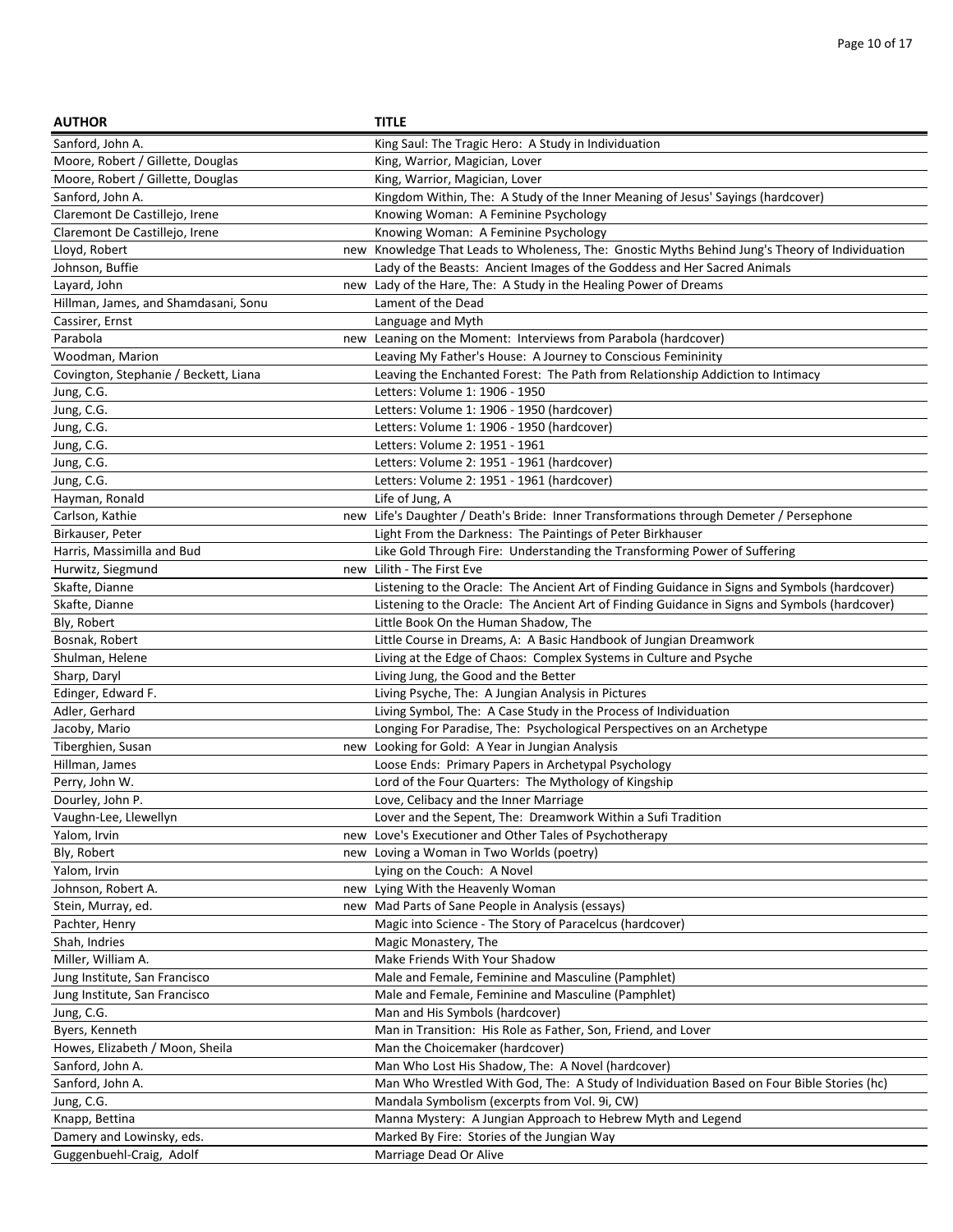| AUTHOR | | TITLE |
|---|---|---|
| Sanford, John A. | | King Saul: The Tragic Hero: A Study in Individuation |
| Moore, Robert / Gillette, Douglas | | King, Warrior, Magician, Lover |
| Moore, Robert / Gillette, Douglas | | King, Warrior, Magician, Lover |
| Sanford, John A. | | Kingdom Within, The: A Study of the Inner Meaning of Jesus' Sayings (hardcover) |
| Claremont De Castillejo, Irene | | Knowing Woman: A Feminine Psychology |
| Claremont De Castillejo, Irene | | Knowing Woman: A Feminine Psychology |
| Lloyd, Robert | new | Knowledge That Leads to Wholeness, The: Gnostic Myths Behind Jung's Theory of Individuation |
| Johnson, Buffie | | Lady of the Beasts: Ancient Images of the Goddess and Her Sacred Animals |
| Layard, John | new | Lady of the Hare, The: A Study in the Healing Power of Dreams |
| Hillman, James, and Shamdasani, Sonu | | Lament of the Dead |
| Cassirer, Ernst | | Language and Myth |
| Parabola | new | Leaning on the Moment: Interviews from Parabola (hardcover) |
| Woodman, Marion | | Leaving My Father's House: A Journey to Conscious Femininity |
| Covington, Stephanie / Beckett, Liana | | Leaving the Enchanted Forest: The Path from Relationship Addiction to Intimacy |
| Jung, C.G. | | Letters: Volume 1: 1906 - 1950 |
| Jung, C.G. | | Letters: Volume 1: 1906 - 1950 (hardcover) |
| Jung, C.G. | | Letters: Volume 1: 1906 - 1950 (hardcover) |
| Jung, C.G. | | Letters: Volume 2: 1951 - 1961 |
| Jung, C.G. | | Letters: Volume 2: 1951 - 1961 (hardcover) |
| Jung, C.G. | | Letters: Volume 2: 1951 - 1961 (hardcover) |
| Hayman, Ronald | | Life of Jung, A |
| Carlson, Kathie | new | Life's Daughter / Death's Bride: Inner Transformations through Demeter / Persephone |
| Birkauser, Peter | | Light From the Darkness: The Paintings of Peter Birkhauser |
| Harris, Massimilla and Bud | | Like Gold Through Fire: Understanding the Transforming Power of Suffering |
| Hurwitz, Siegmund | new | Lilith - The First Eve |
| Skafte, Dianne | | Listening to the Oracle: The Ancient Art of Finding Guidance in Signs and Symbols (hardcover) |
| Skafte, Dianne | | Listening to the Oracle: The Ancient Art of Finding Guidance in Signs and Symbols (hardcover) |
| Bly, Robert | | Little Book On the Human Shadow, The |
| Bosnak, Robert | | Little Course in Dreams, A: A Basic Handbook of Jungian Dreamwork |
| Shulman, Helene | | Living at the Edge of Chaos: Complex Systems in Culture and Psyche |
| Sharp, Daryl | | Living Jung, the Good and the Better |
| Edinger, Edward F. | | Living Psyche, The: A Jungian Analysis in Pictures |
| Adler, Gerhard | | Living Symbol, The: A Case Study in the Process of Individuation |
| Jacoby, Mario | | Longing For Paradise, The: Psychological Perspectives on an Archetype |
| Tiberghien, Susan | new | Looking for Gold: A Year in Jungian Analysis |
| Hillman, James | | Loose Ends: Primary Papers in Archetypal Psychology |
| Perry, John W. | | Lord of the Four Quarters: The Mythology of Kingship |
| Dourley, John P. | | Love, Celibacy and the Inner Marriage |
| Vaughn-Lee, Llewellyn | | Lover and the Sepent, The: Dreamwork Within a Sufi Tradition |
| Yalom, Irvin | new | Love's Executioner and Other Tales of Psychotherapy |
| Bly, Robert | new | Loving a Woman in Two Worlds (poetry) |
| Yalom, Irvin | | Lying on the Couch: A Novel |
| Johnson, Robert A. | new | Lying With the Heavenly Woman |
| Stein, Murray, ed. | new | Mad Parts of Sane People in Analysis (essays) |
| Pachter, Henry | | Magic into Science - The Story of Paracelcus (hardcover) |
| Shah, Indries | | Magic Monastery, The |
| Miller, William A. | | Make Friends With Your Shadow |
| Jung Institute, San Francisco | | Male and Female, Feminine and Masculine (Pamphlet) |
| Jung Institute, San Francisco | | Male and Female, Feminine and Masculine (Pamphlet) |
| Jung, C.G. | | Man and His Symbols (hardcover) |
| Byers, Kenneth | | Man in Transition: His Role as Father, Son, Friend, and Lover |
| Howes, Elizabeth / Moon, Sheila | | Man the Choicemaker (hardcover) |
| Sanford, John A. | | Man Who Lost His Shadow, The: A Novel (hardcover) |
| Sanford, John A. | | Man Who Wrestled With God, The: A Study of Individuation Based on Four Bible Stories (hc) |
| Jung, C.G. | | Mandala Symbolism (excerpts from Vol. 9i, CW) |
| Knapp, Bettina | | Manna Mystery: A Jungian Approach to Hebrew Myth and Legend |
| Damery and Lowinsky, eds. | | Marked By Fire: Stories of the Jungian Way |
| Guggenbuehl-Craig, Adolf | | Marriage Dead Or Alive |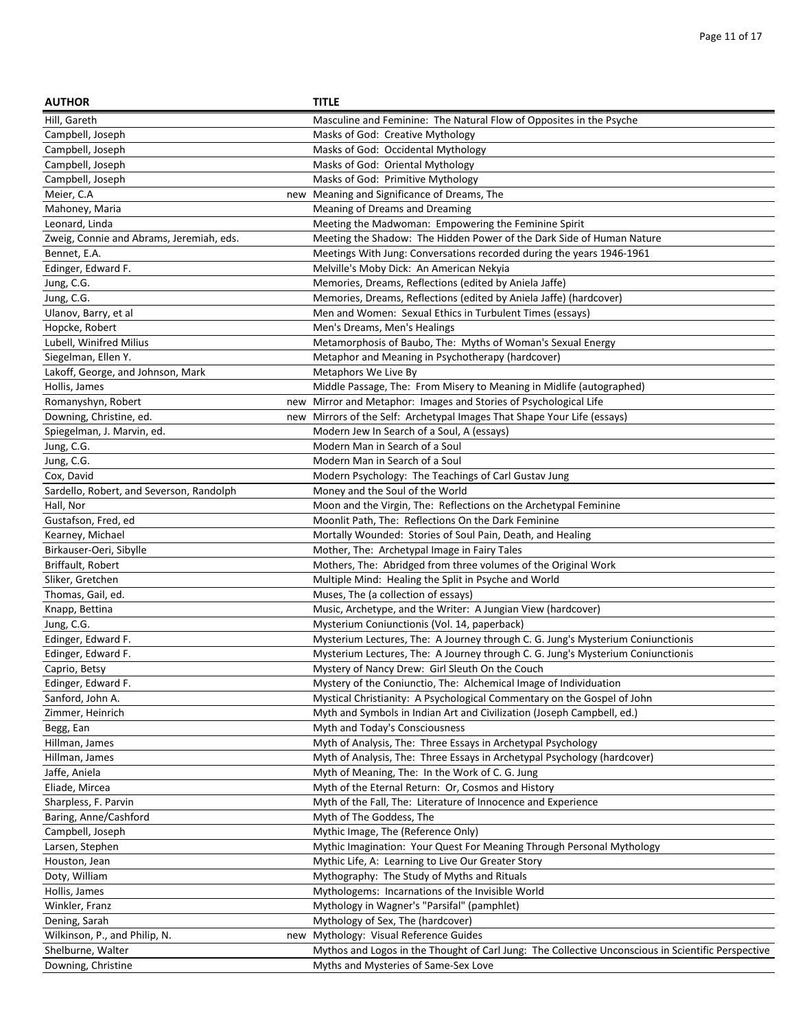| AUTHOR | | TITLE |
|---|---|---|
| Hill, Gareth | | Masculine and Feminine:  The Natural Flow of Opposites in the Psyche |
| Campbell, Joseph | | Masks of God:  Creative Mythology |
| Campbell, Joseph | | Masks of God:  Occidental Mythology |
| Campbell, Joseph | | Masks of God:  Oriental Mythology |
| Campbell, Joseph | | Masks of God:  Primitive Mythology |
| Meier, C.A | new | Meaning and Significance of Dreams, The |
| Mahoney, Maria | | Meaning of Dreams and Dreaming |
| Leonard, Linda | | Meeting the Madwoman:  Empowering the Feminine Spirit |
| Zweig, Connie and Abrams, Jeremiah, eds. | | Meeting the Shadow:  The Hidden Power of the Dark Side of Human Nature |
| Bennet, E.A. | | Meetings With Jung: Conversations recorded during the years 1946-1961 |
| Edinger, Edward F. | | Melville's Moby Dick:  An American Nekyia |
| Jung, C.G. | | Memories, Dreams, Reflections (edited by Aniela Jaffe) |
| Jung, C.G. | | Memories, Dreams, Reflections (edited by Aniela Jaffe) (hardcover) |
| Ulanov, Barry, et al | | Men and Women:  Sexual Ethics in Turbulent Times (essays) |
| Hopcke, Robert | | Men's Dreams, Men's Healings |
| Lubell, Winifred Milius | | Metamorphosis of Baubo, The:  Myths of Woman's Sexual Energy |
| Siegelman, Ellen Y. | | Metaphor and Meaning in Psychotherapy (hardcover) |
| Lakoff, George, and Johnson, Mark | | Metaphors We Live By |
| Hollis, James | | Middle Passage, The:  From Misery to Meaning in Midlife (autographed) |
| Romanyshyn, Robert | new | Mirror and Metaphor:  Images and Stories of Psychological Life |
| Downing, Christine, ed. | new | Mirrors of the Self:  Archetypal Images That Shape Your Life (essays) |
| Spiegelman, J. Marvin, ed. | | Modern Jew In Search of a Soul, A (essays) |
| Jung, C.G. | | Modern Man in Search of a Soul |
| Jung, C.G. | | Modern Man in Search of a Soul |
| Cox, David | | Modern Psychology:  The Teachings of Carl Gustav Jung |
| Sardello, Robert, and Severson, Randolph | | Money and the Soul of the World |
| Hall, Nor | | Moon and the Virgin, The:  Reflections on the Archetypal Feminine |
| Gustafson, Fred, ed | | Moonlit Path, The:  Reflections On the Dark Feminine |
| Kearney, Michael | | Mortally Wounded:  Stories of Soul Pain, Death, and Healing |
| Birkauser-Oeri, Sibylle | | Mother, The:  Archetypal Image in Fairy Tales |
| Briffault, Robert | | Mothers, The:  Abridged from three volumes of the Original Work |
| Sliker, Gretchen | | Multiple Mind:  Healing the Split in Psyche and World |
| Thomas, Gail, ed. | | Muses, The (a collection of essays) |
| Knapp, Bettina | | Music, Archetype, and the Writer:  A Jungian View (hardcover) |
| Jung, C.G. | | Mysterium Coniunctionis (Vol. 14, paperback) |
| Edinger, Edward F. | | Mysterium Lectures, The:  A Journey through C. G. Jung's Mysterium Coniunctionis |
| Edinger, Edward F. | | Mysterium Lectures, The:  A Journey through C. G. Jung's Mysterium Coniunctionis |
| Caprio, Betsy | | Mystery of Nancy Drew:  Girl Sleuth On the Couch |
| Edinger, Edward F. | | Mystery of the Coniunctio, The:  Alchemical Image of Individuation |
| Sanford, John A. | | Mystical Christianity:  A Psychological Commentary on the Gospel of John |
| Zimmer, Heinrich | | Myth and Symbols in Indian Art and Civilization (Joseph Campbell, ed.) |
| Begg, Ean | | Myth and Today's Consciousness |
| Hillman, James | | Myth of Analysis, The:  Three Essays in Archetypal Psychology |
| Hillman, James | | Myth of Analysis, The:  Three Essays in Archetypal Psychology (hardcover) |
| Jaffe, Aniela | | Myth of Meaning, The:  In the Work of C. G. Jung |
| Eliade, Mircea | | Myth of the Eternal Return:  Or, Cosmos and History |
| Sharpless, F. Parvin | | Myth of the Fall, The:  Literature of Innocence and Experience |
| Baring, Anne/Cashford | | Myth of The Goddess, The |
| Campbell, Joseph | | Mythic Image, The (Reference Only) |
| Larsen, Stephen | | Mythic Imagination:  Your Quest For Meaning Through Personal Mythology |
| Houston, Jean | | Mythic Life, A:  Learning to Live Our Greater Story |
| Doty, William | | Mythography:  The Study of Myths and Rituals |
| Hollis, James | | Mythologems:  Incarnations of the Invisible World |
| Winkler, Franz | | Mythology in Wagner's "Parsifal" (pamphlet) |
| Dening, Sarah | | Mythology of Sex, The (hardcover) |
| Wilkinson, P., and Philip, N. | new | Mythology:  Visual Reference Guides |
| Shelburne, Walter | | Mythos and Logos in the Thought of Carl Jung:  The Collective Unconscious in Scientific Perspective |
| Downing, Christine | | Myths and Mysteries of Same-Sex Love |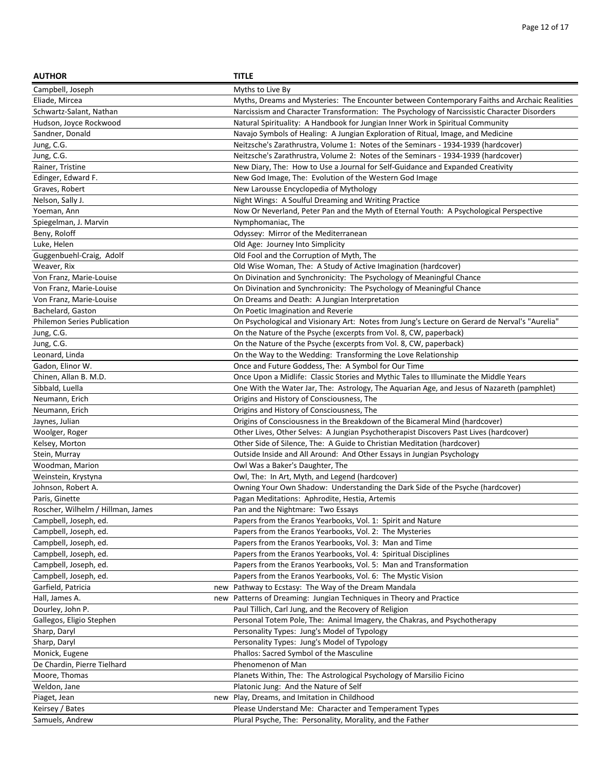| AUTHOR | | TITLE |
|---|---|---|
| Campbell, Joseph | | Myths to Live By |
| Eliade, Mircea | | Myths, Dreams and Mysteries: The Encounter between Contemporary Faiths and Archaic Realities |
| Schwartz-Salant, Nathan | | Narcissism and Character Transformation: The Psychology of Narcissistic Character Disorders |
| Hudson, Joyce Rockwood | | Natural Spirituality: A Handbook for Jungian Inner Work in Spiritual Community |
| Sandner, Donald | | Navajo Symbols of Healing: A Jungian Exploration of Ritual, Image, and Medicine |
| Jung, C.G. | | Neitzsche's Zarathrustra, Volume 1: Notes of the Seminars - 1934-1939 (hardcover) |
| Jung, C.G. | | Neitzsche's Zarathrustra, Volume 2: Notes of the Seminars - 1934-1939 (hardcover) |
| Rainer, Tristine | | New Diary, The: How to Use a Journal for Self-Guidance and Expanded Creativity |
| Edinger, Edward F. | | New God Image, The: Evolution of the Western God Image |
| Graves, Robert | | New Larousse Encyclopedia of Mythology |
| Nelson, Sally J. | | Night Wings: A Soulful Dreaming and Writing Practice |
| Yoeman, Ann | | Now Or Neverland, Peter Pan and the Myth of Eternal Youth: A Psychological Perspective |
| Spiegelman, J. Marvin | | Nymphomaniac, The |
| Beny, Roloff | | Odyssey: Mirror of the Mediterranean |
| Luke, Helen | | Old Age: Journey Into Simplicity |
| Guggenbuehl-Craig, Adolf | | Old Fool and the Corruption of Myth, The |
| Weaver, Rix | | Old Wise Woman, The: A Study of Active Imagination (hardcover) |
| Von Franz, Marie-Louise | | On Divination and Synchronicity: The Psychology of Meaningful Chance |
| Von Franz, Marie-Louise | | On Divination and Synchronicity: The Psychology of Meaningful Chance |
| Von Franz, Marie-Louise | | On Dreams and Death: A Jungian Interpretation |
| Bachelard, Gaston | | On Poetic Imagination and Reverie |
| Philemon Series Publication | | On Psychological and Visionary Art: Notes from Jung's Lecture on Gerard de Nerval's "Aurelia" |
| Jung, C.G. | | On the Nature of the Psyche (excerpts from Vol. 8, CW, paperback) |
| Jung, C.G. | | On the Nature of the Psyche (excerpts from Vol. 8, CW, paperback) |
| Leonard, Linda | | On the Way to the Wedding: Transforming the Love Relationship |
| Gadon, Elinor W. | | Once and Future Goddess, The: A Symbol for Our Time |
| Chinen, Allan B. M.D. | | Once Upon a Midlife: Classic Stories and Mythic Tales to Illuminate the Middle Years |
| Sibbald, Luella | | One With the Water Jar, The: Astrology, The Aquarian Age, and Jesus of Nazareth (pamphlet) |
| Neumann, Erich | | Origins and History of Consciousness, The |
| Neumann, Erich | | Origins and History of Consciousness, The |
| Jaynes, Julian | | Origins of Consciousness in the Breakdown of the Bicameral Mind (hardcover) |
| Woolger, Roger | | Other Lives, Other Selves: A Jungian Psychotherapist Discovers Past Lives (hardcover) |
| Kelsey, Morton | | Other Side of Silence, The: A Guide to Christian Meditation (hardcover) |
| Stein, Murray | | Outside Inside and All Around: And Other Essays in Jungian Psychology |
| Woodman, Marion | | Owl Was a Baker's Daughter, The |
| Weinstein, Krystyna | | Owl, The: In Art, Myth, and Legend (hardcover) |
| Johnson, Robert A. | | Owning Your Own Shadow: Understanding the Dark Side of the Psyche (hardcover) |
| Paris, Ginette | | Pagan Meditations: Aphrodite, Hestia, Artemis |
| Roscher, Wilhelm / Hillman, James | | Pan and the Nightmare: Two Essays |
| Campbell, Joseph, ed. | | Papers from the Eranos Yearbooks, Vol. 1: Spirit and Nature |
| Campbell, Joseph, ed. | | Papers from the Eranos Yearbooks, Vol. 2: The Mysteries |
| Campbell, Joseph, ed. | | Papers from the Eranos Yearbooks, Vol. 3: Man and Time |
| Campbell, Joseph, ed. | | Papers from the Eranos Yearbooks, Vol. 4: Spiritual Disciplines |
| Campbell, Joseph, ed. | | Papers from the Eranos Yearbooks, Vol. 5: Man and Transformation |
| Campbell, Joseph, ed. | | Papers from the Eranos Yearbooks, Vol. 6: The Mystic Vision |
| Garfield, Patricia | new | Pathway to Ecstasy: The Way of the Dream Mandala |
| Hall, James A. | new | Patterns of Dreaming: Jungian Techniques in Theory and Practice |
| Dourley, John P. | | Paul Tillich, Carl Jung, and the Recovery of Religion |
| Gallegos, Eligio Stephen | | Personal Totem Pole, The: Animal Imagery, the Chakras, and Psychotherapy |
| Sharp, Daryl | | Personality Types: Jung's Model of Typology |
| Sharp, Daryl | | Personality Types: Jung's Model of Typology |
| Monick, Eugene | | Phallos: Sacred Symbol of the Masculine |
| De Chardin, Pierre Tielhard | | Phenomenon of Man |
| Moore, Thomas | | Planets Within, The: The Astrological Psychology of Marsilio Ficino |
| Weldon, Jane | | Platonic Jung: And the Nature of Self |
| Piaget, Jean | new | Play, Dreams, and Imitation in Childhood |
| Keirsey / Bates | | Please Understand Me: Character and Temperament Types |
| Samuels, Andrew | | Plural Psyche, The: Personality, Morality, and the Father |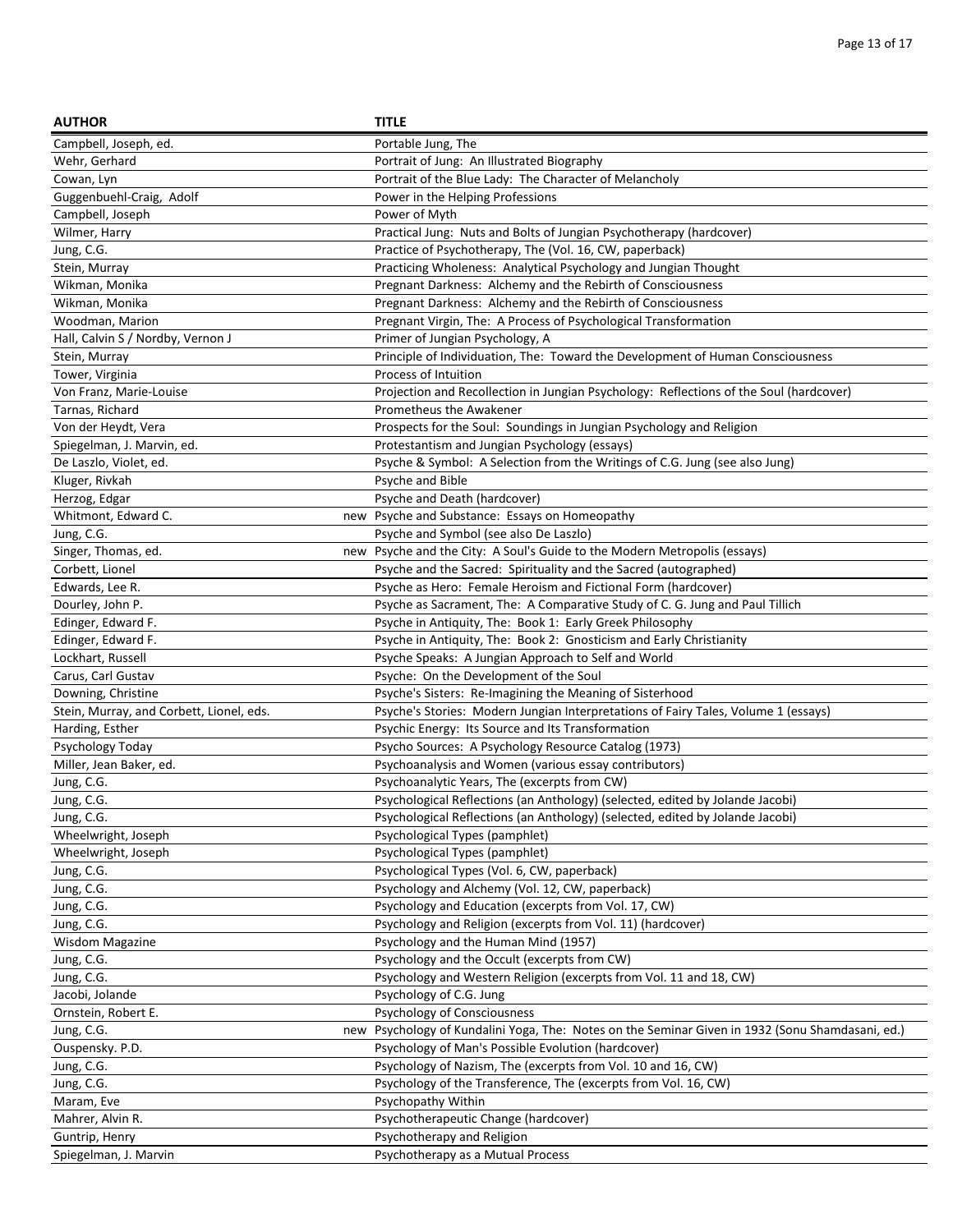| AUTHOR | | TITLE |
| --- | --- | --- |
| Campbell, Joseph, ed. | | Portable Jung, The |
| Wehr, Gerhard | | Portrait of Jung: An Illustrated Biography |
| Cowan, Lyn | | Portrait of the Blue Lady: The Character of Melancholy |
| Guggenbuehl-Craig, Adolf | | Power in the Helping Professions |
| Campbell, Joseph | | Power of Myth |
| Wilmer, Harry | | Practical Jung: Nuts and Bolts of Jungian Psychotherapy (hardcover) |
| Jung, C.G. | | Practice of Psychotherapy, The (Vol. 16, CW, paperback) |
| Stein, Murray | | Practicing Wholeness: Analytical Psychology and Jungian Thought |
| Wikman, Monika | | Pregnant Darkness: Alchemy and the Rebirth of Consciousness |
| Wikman, Monika | | Pregnant Darkness: Alchemy and the Rebirth of Consciousness |
| Woodman, Marion | | Pregnant Virgin, The: A Process of Psychological Transformation |
| Hall, Calvin S / Nordby, Vernon J | | Primer of Jungian Psychology, A |
| Stein, Murray | | Principle of Individuation, The: Toward the Development of Human Consciousness |
| Tower, Virginia | | Process of Intuition |
| Von Franz, Marie-Louise | | Projection and Recollection in Jungian Psychology: Reflections of the Soul (hardcover) |
| Tarnas, Richard | | Prometheus the Awakener |
| Von der Heydt, Vera | | Prospects for the Soul: Soundings in Jungian Psychology and Religion |
| Spiegelman, J. Marvin, ed. | | Protestantism and Jungian Psychology (essays) |
| De Laszlo, Violet, ed. | | Psyche & Symbol: A Selection from the Writings of C.G. Jung (see also Jung) |
| Kluger, Rivkah | | Psyche and Bible |
| Herzog, Edgar | | Psyche and Death (hardcover) |
| Whitmont, Edward C. | new | Psyche and Substance: Essays on Homeopathy |
| Jung, C.G. | | Psyche and Symbol (see also De Laszlo) |
| Singer, Thomas, ed. | new | Psyche and the City: A Soul's Guide to the Modern Metropolis (essays) |
| Corbett, Lionel | | Psyche and the Sacred: Spirituality and the Sacred (autographed) |
| Edwards, Lee R. | | Psyche as Hero: Female Heroism and Fictional Form (hardcover) |
| Dourley, John P. | | Psyche as Sacrament, The: A Comparative Study of C. G. Jung and Paul Tillich |
| Edinger, Edward F. | | Psyche in Antiquity, The: Book 1: Early Greek Philosophy |
| Edinger, Edward F. | | Psyche in Antiquity, The: Book 2: Gnosticism and Early Christianity |
| Lockhart, Russell | | Psyche Speaks: A Jungian Approach to Self and World |
| Carus, Carl Gustav | | Psyche: On the Development of the Soul |
| Downing, Christine | | Psyche's Sisters: Re-Imagining the Meaning of Sisterhood |
| Stein, Murray, and Corbett, Lionel, eds. | | Psyche's Stories: Modern Jungian Interpretations of Fairy Tales, Volume 1 (essays) |
| Harding, Esther | | Psychic Energy: Its Source and Its Transformation |
| Psychology Today | | Psycho Sources: A Psychology Resource Catalog (1973) |
| Miller, Jean Baker, ed. | | Psychoanalysis and Women (various essay contributors) |
| Jung, C.G. | | Psychoanalytic Years, The (excerpts from CW) |
| Jung, C.G. | | Psychological Reflections (an Anthology) (selected, edited by Jolande Jacobi) |
| Jung, C.G. | | Psychological Reflections (an Anthology) (selected, edited by Jolande Jacobi) |
| Wheelwright, Joseph | | Psychological Types (pamphlet) |
| Wheelwright, Joseph | | Psychological Types (pamphlet) |
| Jung, C.G. | | Psychological Types (Vol. 6, CW, paperback) |
| Jung, C.G. | | Psychology and Alchemy (Vol. 12, CW, paperback) |
| Jung, C.G. | | Psychology and Education (excerpts from Vol. 17, CW) |
| Jung, C.G. | | Psychology and Religion (excerpts from Vol. 11) (hardcover) |
| Wisdom Magazine | | Psychology and the Human Mind (1957) |
| Jung, C.G. | | Psychology and the Occult (excerpts from CW) |
| Jung, C.G. | | Psychology and Western Religion (excerpts from Vol. 11 and 18, CW) |
| Jacobi, Jolande | | Psychology of C.G. Jung |
| Ornstein, Robert E. | | Psychology of Consciousness |
| Jung, C.G. | new | Psychology of Kundalini Yoga, The: Notes on the Seminar Given in 1932 (Sonu Shamdasani, ed.) |
| Ouspensky. P.D. | | Psychology of Man's Possible Evolution (hardcover) |
| Jung, C.G. | | Psychology of Nazism, The (excerpts from Vol. 10 and 16, CW) |
| Jung, C.G. | | Psychology of the Transference, The (excerpts from Vol. 16, CW) |
| Maram, Eve | | Psychopathy Within |
| Mahrer, Alvin R. | | Psychotherapeutic Change (hardcover) |
| Guntrip, Henry | | Psychotherapy and Religion |
| Spiegelman, J. Marvin | | Psychotherapy as a Mutual Process |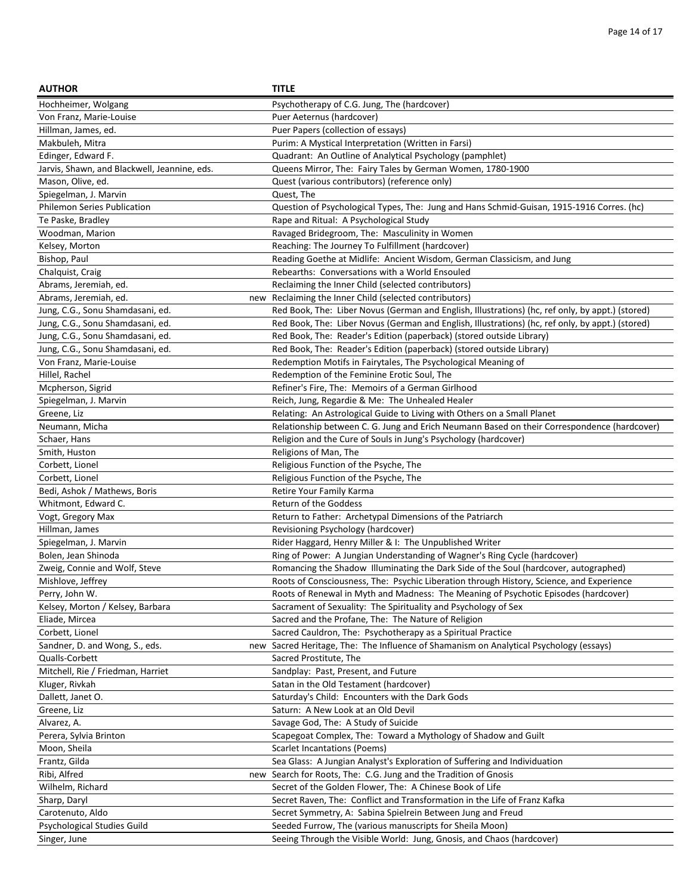| AUTHOR | | TITLE |
|---|---|---|
| Hochheimer, Wolgang | | Psychotherapy of C.G. Jung, The (hardcover) |
| Von Franz, Marie-Louise | | Puer Aeternus (hardcover) |
| Hillman, James, ed. | | Puer Papers (collection of essays) |
| Makbuleh, Mitra | | Purim: A Mystical Interpretation (Written in Farsi) |
| Edinger, Edward F. | | Quadrant: An Outline of Analytical Psychology (pamphlet) |
| Jarvis, Shawn, and Blackwell, Jeannine, eds. | | Queens Mirror, The: Fairy Tales by German Women, 1780-1900 |
| Mason, Olive, ed. | | Quest (various contributors) (reference only) |
| Spiegelman, J. Marvin | | Quest, The |
| Philemon Series Publication | | Question of Psychological Types, The: Jung and Hans Schmid-Guisan, 1915-1916 Corres. (hc) |
| Te Paske, Bradley | | Rape and Ritual: A Psychological Study |
| Woodman, Marion | | Ravaged Bridegroom, The: Masculinity in Women |
| Kelsey, Morton | | Reaching: The Journey To Fulfillment (hardcover) |
| Bishop, Paul | | Reading Goethe at Midlife: Ancient Wisdom, German Classicism, and Jung |
| Chalquist, Craig | | Rebearths: Conversations with a World Ensouled |
| Abrams, Jeremiah, ed. | | Reclaiming the Inner Child (selected contributors) |
| Abrams, Jeremiah, ed. | new | Reclaiming the Inner Child (selected contributors) |
| Jung, C.G., Sonu Shamdasani, ed. | | Red Book, The: Liber Novus (German and English, Illustrations) (hc, ref only, by appt.) (stored) |
| Jung, C.G., Sonu Shamdasani, ed. | | Red Book, The: Liber Novus (German and English, Illustrations) (hc, ref only, by appt.) (stored) |
| Jung, C.G., Sonu Shamdasani, ed. | | Red Book, The: Reader's Edition (paperback) (stored outside Library) |
| Jung, C.G., Sonu Shamdasani, ed. | | Red Book, The: Reader's Edition (paperback) (stored outside Library) |
| Von Franz, Marie-Louise | | Redemption Motifs in Fairytales, The Psychological Meaning of |
| Hillel, Rachel | | Redemption of the Feminine Erotic Soul, The |
| Mcpherson, Sigrid | | Refiner's Fire, The: Memoirs of a German Girlhood |
| Spiegelman, J. Marvin | | Reich, Jung, Regardie & Me: The Unhealed Healer |
| Greene, Liz | | Relating: An Astrological Guide to Living with Others on a Small Planet |
| Neumann, Micha | | Relationship between C. G. Jung and Erich Neumann Based on their Correspondence (hardcover) |
| Schaer, Hans | | Religion and the Cure of Souls in Jung's Psychology (hardcover) |
| Smith, Huston | | Religions of Man, The |
| Corbett, Lionel | | Religious Function of the Psyche, The |
| Corbett, Lionel | | Religious Function of the Psyche, The |
| Bedi, Ashok / Mathews, Boris | | Retire Your Family Karma |
| Whitmont, Edward C. | | Return of the Goddess |
| Vogt, Gregory Max | | Return to Father: Archetypal Dimensions of the Patriarch |
| Hillman, James | | Revisioning Psychology (hardcover) |
| Spiegelman, J. Marvin | | Rider Haggard, Henry Miller & I: The Unpublished Writer |
| Bolen, Jean Shinoda | | Ring of Power: A Jungian Understanding of Wagner's Ring Cycle (hardcover) |
| Zweig, Connie and Wolf, Steve | | Romancing the Shadow Illuminating the Dark Side of the Soul (hardcover, autographed) |
| Mishlove, Jeffrey | | Roots of Consciousness, The: Psychic Liberation through History, Science, and Experience |
| Perry, John W. | | Roots of Renewal in Myth and Madness: The Meaning of Psychotic Episodes (hardcover) |
| Kelsey, Morton / Kelsey, Barbara | | Sacrament of Sexuality: The Spirituality and Psychology of Sex |
| Eliade, Mircea | | Sacred and the Profane, The: The Nature of Religion |
| Corbett, Lionel | | Sacred Cauldron, The: Psychotherapy as a Spiritual Practice |
| Sandner, D. and Wong, S., eds. | new | Sacred Heritage, The: The Influence of Shamanism on Analytical Psychology (essays) |
| Qualls-Corbett | | Sacred Prostitute, The |
| Mitchell, Rie / Friedman, Harriet | | Sandplay: Past, Present, and Future |
| Kluger, Rivkah | | Satan in the Old Testament (hardcover) |
| Dallett, Janet O. | | Saturday's Child: Encounters with the Dark Gods |
| Greene, Liz | | Saturn: A New Look at an Old Devil |
| Alvarez, A. | | Savage God, The: A Study of Suicide |
| Perera, Sylvia Brinton | | Scapegoat Complex, The: Toward a Mythology of Shadow and Guilt |
| Moon, Sheila | | Scarlet Incantations (Poems) |
| Frantz, Gilda | | Sea Glass: A Jungian Analyst's Exploration of Suffering and Individuation |
| Ribi, Alfred | new | Search for Roots, The: C.G. Jung and the Tradition of Gnosis |
| Wilhelm, Richard | | Secret of the Golden Flower, The: A Chinese Book of Life |
| Sharp, Daryl | | Secret Raven, The: Conflict and Transformation in the Life of Franz Kafka |
| Carotenuto, Aldo | | Secret Symmetry, A: Sabina Spielrein Between Jung and Freud |
| Psychological Studies Guild | | Seeded Furrow, The (various manuscripts for Sheila Moon) |
| Singer, June | | Seeing Through the Visible World: Jung, Gnosis, and Chaos (hardcover) |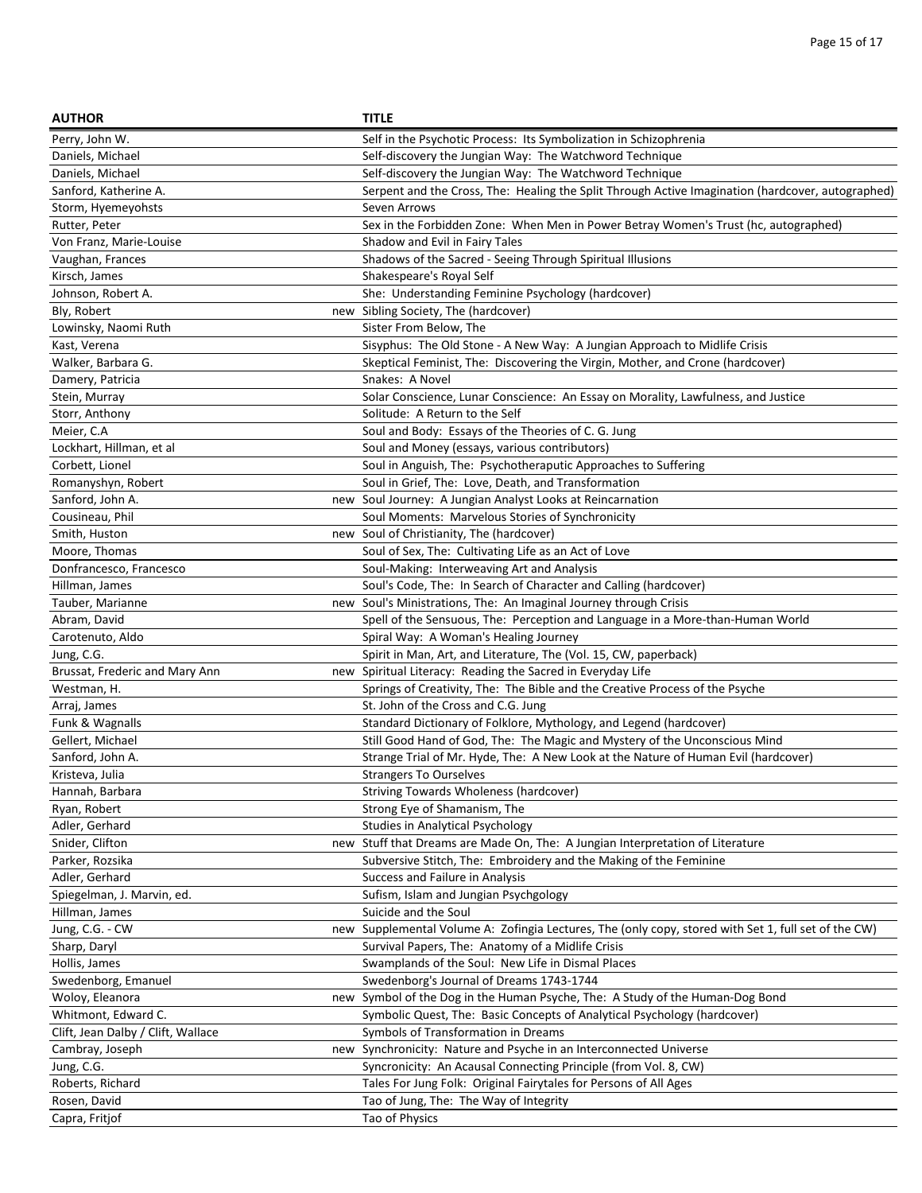| AUTHOR | | TITLE |
|---|---|---|
| Perry, John W. | | Self in the Psychotic Process: Its Symbolization in Schizophrenia |
| Daniels, Michael | | Self-discovery the Jungian Way: The Watchword Technique |
| Daniels, Michael | | Self-discovery the Jungian Way: The Watchword Technique |
| Sanford, Katherine A. | | Serpent and the Cross, The: Healing the Split Through Active Imagination (hardcover, autographed) |
| Storm, Hyemeyohsts | | Seven Arrows |
| Rutter, Peter | | Sex in the Forbidden Zone: When Men in Power Betray Women's Trust (hc, autographed) |
| Von Franz, Marie-Louise | | Shadow and Evil in Fairy Tales |
| Vaughan, Frances | | Shadows of the Sacred - Seeing Through Spiritual Illusions |
| Kirsch, James | | Shakespeare's Royal Self |
| Johnson, Robert A. | | She: Understanding Feminine Psychology (hardcover) |
| Bly, Robert | new | Sibling Society, The (hardcover) |
| Lowinsky, Naomi Ruth | | Sister From Below, The |
| Kast, Verena | | Sisyphus: The Old Stone - A New Way: A Jungian Approach to Midlife Crisis |
| Walker, Barbara G. | | Skeptical Feminist, The: Discovering the Virgin, Mother, and Crone (hardcover) |
| Damery, Patricia | | Snakes: A Novel |
| Stein, Murray | | Solar Conscience, Lunar Conscience: An Essay on Morality, Lawfulness, and Justice |
| Storr, Anthony | | Solitude: A Return to the Self |
| Meier, C.A | | Soul and Body: Essays of the Theories of C. G. Jung |
| Lockhart, Hillman, et al | | Soul and Money (essays, various contributors) |
| Corbett, Lionel | | Soul in Anguish, The: Psychotheraputic Approaches to Suffering |
| Romanyshyn, Robert | | Soul in Grief, The: Love, Death, and Transformation |
| Sanford, John A. | new | Soul Journey: A Jungian Analyst Looks at Reincarnation |
| Cousineau, Phil | | Soul Moments: Marvelous Stories of Synchronicity |
| Smith, Huston | new | Soul of Christianity, The (hardcover) |
| Moore, Thomas | | Soul of Sex, The: Cultivating Life as an Act of Love |
| Donfrancesco, Francesco | | Soul-Making: Interweaving Art and Analysis |
| Hillman, James | | Soul's Code, The: In Search of Character and Calling (hardcover) |
| Tauber, Marianne | new | Soul's Ministrations, The: An Imaginal Journey through Crisis |
| Abram, David | | Spell of the Sensuous, The: Perception and Language in a More-than-Human World |
| Carotenuto, Aldo | | Spiral Way: A Woman's Healing Journey |
| Jung, C.G. | | Spirit in Man, Art, and Literature, The (Vol. 15, CW, paperback) |
| Brussat, Frederic and Mary Ann | new | Spiritual Literacy: Reading the Sacred in Everyday Life |
| Westman, H. | | Springs of Creativity, The: The Bible and the Creative Process of the Psyche |
| Arraj, James | | St. John of the Cross and C.G. Jung |
| Funk & Wagnalls | | Standard Dictionary of Folklore, Mythology, and Legend (hardcover) |
| Gellert, Michael | | Still Good Hand of God, The: The Magic and Mystery of the Unconscious Mind |
| Sanford, John A. | | Strange Trial of Mr. Hyde, The: A New Look at the Nature of Human Evil (hardcover) |
| Kristeva, Julia | | Strangers To Ourselves |
| Hannah, Barbara | | Striving Towards Wholeness (hardcover) |
| Ryan, Robert | | Strong Eye of Shamanism, The |
| Adler, Gerhard | | Studies in Analytical Psychology |
| Snider, Clifton | new | Stuff that Dreams are Made On, The: A Jungian Interpretation of Literature |
| Parker, Rozsika | | Subversive Stitch, The: Embroidery and the Making of the Feminine |
| Adler, Gerhard | | Success and Failure in Analysis |
| Spiegelman, J. Marvin, ed. | | Sufism, Islam and Jungian Psychgology |
| Hillman, James | | Suicide and the Soul |
| Jung, C.G. - CW | new | Supplemental Volume A: Zofingia Lectures, The (only copy, stored with Set 1, full set of the CW) |
| Sharp, Daryl | | Survival Papers, The: Anatomy of a Midlife Crisis |
| Hollis, James | | Swamplands of the Soul: New Life in Dismal Places |
| Swedenborg, Emanuel | | Swedenborg's Journal of Dreams 1743-1744 |
| Woloy, Eleanora | new | Symbol of the Dog in the Human Psyche, The: A Study of the Human-Dog Bond |
| Whitmont, Edward C. | | Symbolic Quest, The: Basic Concepts of Analytical Psychology (hardcover) |
| Clift, Jean Dalby / Clift, Wallace | | Symbols of Transformation in Dreams |
| Cambray, Joseph | new | Synchronicity: Nature and Psyche in an Interconnected Universe |
| Jung, C.G. | | Syncronicity: An Acausal Connecting Principle (from Vol. 8, CW) |
| Roberts, Richard | | Tales For Jung Folk: Original Fairytales for Persons of All Ages |
| Rosen, David | | Tao of Jung, The: The Way of Integrity |
| Capra, Fritjof | | Tao of Physics |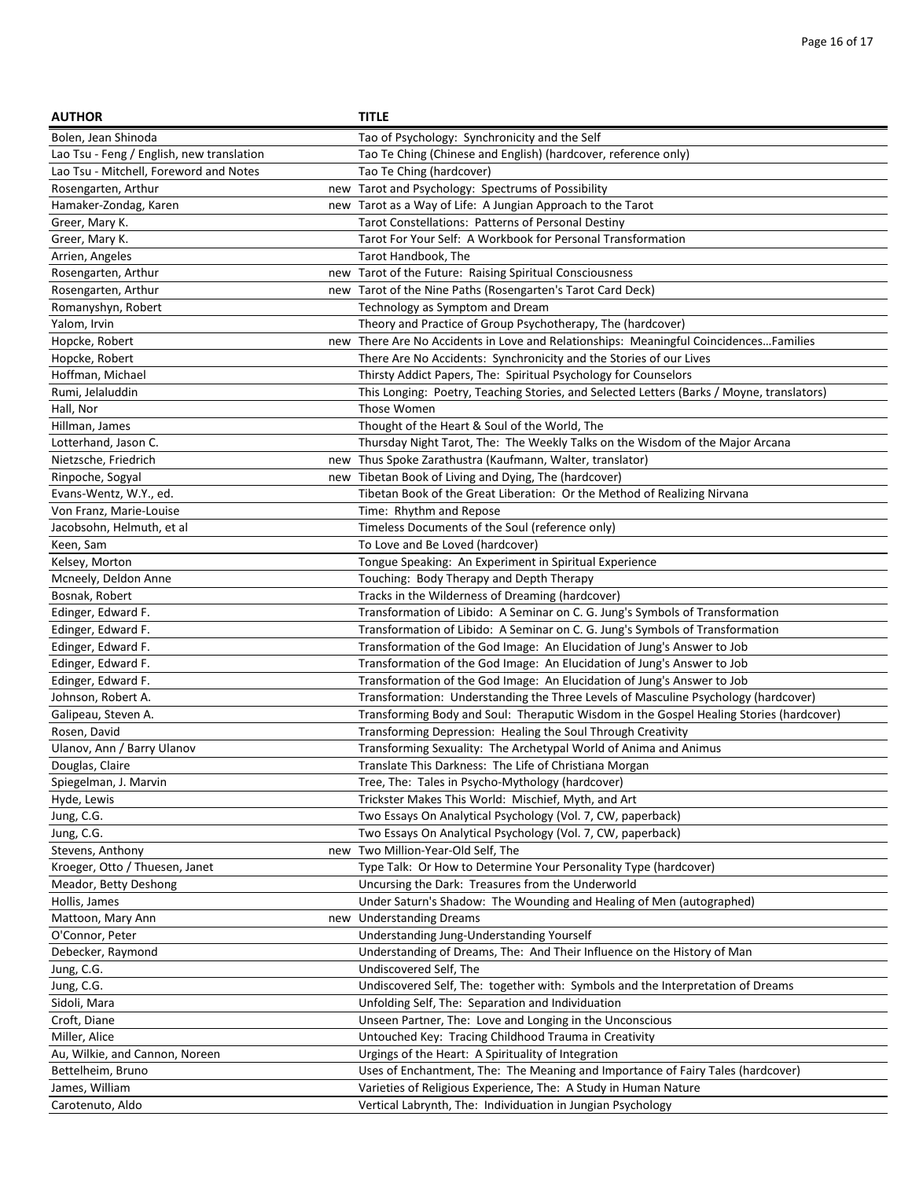| AUTHOR | | TITLE |
|---|---|---|
| Bolen, Jean Shinoda | | Tao of Psychology: Synchronicity and the Self |
| Lao Tsu - Feng / English, new translation | | Tao Te Ching (Chinese and English) (hardcover, reference only) |
| Lao Tsu - Mitchell, Foreword and Notes | | Tao Te Ching (hardcover) |
| Rosengarten, Arthur | new | Tarot and Psychology: Spectrums of Possibility |
| Hamaker-Zondag, Karen | new | Tarot as a Way of Life: A Jungian Approach to the Tarot |
| Greer, Mary K. | | Tarot Constellations: Patterns of Personal Destiny |
| Greer, Mary K. | | Tarot For Your Self: A Workbook for Personal Transformation |
| Arrien, Angeles | | Tarot Handbook, The |
| Rosengarten, Arthur | new | Tarot of the Future: Raising Spiritual Consciousness |
| Rosengarten, Arthur | new | Tarot of the Nine Paths (Rosengarten's Tarot Card Deck) |
| Romanyshyn, Robert | | Technology as Symptom and Dream |
| Yalom, Irvin | | Theory and Practice of Group Psychotherapy, The (hardcover) |
| Hopcke, Robert | new | There Are No Accidents in Love and Relationships: Meaningful Coincidences…Families |
| Hopcke, Robert | | There Are No Accidents: Synchronicity and the Stories of our Lives |
| Hoffman, Michael | | Thirsty Addict Papers, The: Spiritual Psychology for Counselors |
| Rumi, Jelaluddin | | This Longing: Poetry, Teaching Stories, and Selected Letters (Barks / Moyne, translators) |
| Hall, Nor | | Those Women |
| Hillman, James | | Thought of the Heart & Soul of the World, The |
| Lotterhand, Jason C. | | Thursday Night Tarot, The: The Weekly Talks on the Wisdom of the Major Arcana |
| Nietzsche, Friedrich | new | Thus Spoke Zarathustra (Kaufmann, Walter, translator) |
| Rinpoche, Sogyal | new | Tibetan Book of Living and Dying, The (hardcover) |
| Evans-Wentz, W.Y., ed. | | Tibetan Book of the Great Liberation: Or the Method of Realizing Nirvana |
| Von Franz, Marie-Louise | | Time: Rhythm and Repose |
| Jacobsohn, Helmuth, et al | | Timeless Documents of the Soul (reference only) |
| Keen, Sam | | To Love and Be Loved (hardcover) |
| Kelsey, Morton | | Tongue Speaking: An Experiment in Spiritual Experience |
| Mcneely, Deldon Anne | | Touching: Body Therapy and Depth Therapy |
| Bosnak, Robert | | Tracks in the Wilderness of Dreaming (hardcover) |
| Edinger, Edward F. | | Transformation of Libido: A Seminar on C. G. Jung's Symbols of Transformation |
| Edinger, Edward F. | | Transformation of Libido: A Seminar on C. G. Jung's Symbols of Transformation |
| Edinger, Edward F. | | Transformation of the God Image: An Elucidation of Jung's Answer to Job |
| Edinger, Edward F. | | Transformation of the God Image: An Elucidation of Jung's Answer to Job |
| Edinger, Edward F. | | Transformation of the God Image: An Elucidation of Jung's Answer to Job |
| Johnson, Robert A. | | Transformation: Understanding the Three Levels of Masculine Psychology (hardcover) |
| Galipeau, Steven A. | | Transforming Body and Soul: Theraputic Wisdom in the Gospel Healing Stories (hardcover) |
| Rosen, David | | Transforming Depression: Healing the Soul Through Creativity |
| Ulanov, Ann / Barry Ulanov | | Transforming Sexuality: The Archetypal World of Anima and Animus |
| Douglas, Claire | | Translate This Darkness: The Life of Christiana Morgan |
| Spiegelman, J. Marvin | | Tree, The: Tales in Psycho-Mythology (hardcover) |
| Hyde, Lewis | | Trickster Makes This World: Mischief, Myth, and Art |
| Jung, C.G. | | Two Essays On Analytical Psychology (Vol. 7, CW, paperback) |
| Jung, C.G. | | Two Essays On Analytical Psychology (Vol. 7, CW, paperback) |
| Stevens, Anthony | new | Two Million-Year-Old Self, The |
| Kroeger, Otto / Thuesen, Janet | | Type Talk: Or How to Determine Your Personality Type (hardcover) |
| Meador, Betty Deshong | | Uncursing the Dark: Treasures from the Underworld |
| Hollis, James | | Under Saturn's Shadow: The Wounding and Healing of Men (autographed) |
| Mattoon, Mary Ann | new | Understanding Dreams |
| O'Connor, Peter | | Understanding Jung-Understanding Yourself |
| Debecker, Raymond | | Understanding of Dreams, The: And Their Influence on the History of Man |
| Jung, C.G. | | Undiscovered Self, The |
| Jung, C.G. | | Undiscovered Self, The: together with: Symbols and the Interpretation of Dreams |
| Sidoli, Mara | | Unfolding Self, The: Separation and Individuation |
| Croft, Diane | | Unseen Partner, The: Love and Longing in the Unconscious |
| Miller, Alice | | Untouched Key: Tracing Childhood Trauma in Creativity |
| Au, Wilkie, and Cannon, Noreen | | Urgings of the Heart: A Spirituality of Integration |
| Bettelheim, Bruno | | Uses of Enchantment, The: The Meaning and Importance of Fairy Tales (hardcover) |
| James, William | | Varieties of Religious Experience, The: A Study in Human Nature |
| Carotenuto, Aldo | | Vertical Labrynth, The: Individuation in Jungian Psychology |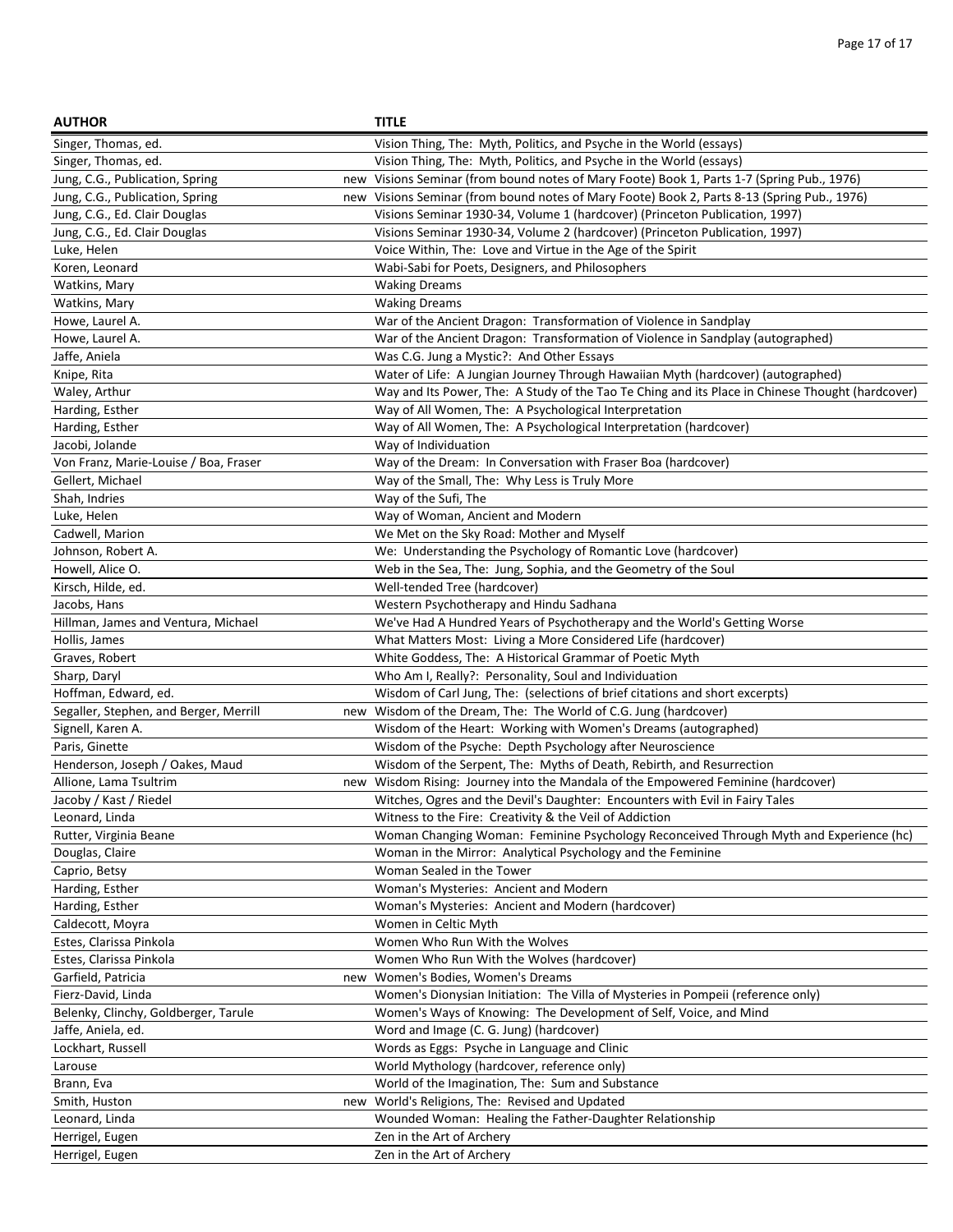| AUTHOR | | TITLE |
|---|---|---|
| Singer, Thomas, ed. | | Vision Thing, The: Myth, Politics, and Psyche in the World (essays) |
| Singer, Thomas, ed. | | Vision Thing, The: Myth, Politics, and Psyche in the World (essays) |
| Jung, C.G., Publication, Spring | new | Visions Seminar (from bound notes of Mary Foote) Book 1, Parts 1-7 (Spring Pub., 1976) |
| Jung, C.G., Publication, Spring | new | Visions Seminar (from bound notes of Mary Foote) Book 2, Parts 8-13 (Spring Pub., 1976) |
| Jung, C.G., Ed. Clair Douglas | | Visions Seminar 1930-34, Volume 1 (hardcover) (Princeton Publication, 1997) |
| Jung, C.G., Ed. Clair Douglas | | Visions Seminar 1930-34, Volume 2 (hardcover) (Princeton Publication, 1997) |
| Luke, Helen | | Voice Within, The: Love and Virtue in the Age of the Spirit |
| Koren, Leonard | | Wabi-Sabi for Poets, Designers, and Philosophers |
| Watkins, Mary | | Waking Dreams |
| Watkins, Mary | | Waking Dreams |
| Howe, Laurel A. | | War of the Ancient Dragon: Transformation of Violence in Sandplay |
| Howe, Laurel A. | | War of the Ancient Dragon: Transformation of Violence in Sandplay (autographed) |
| Jaffe, Aniela | | Was C.G. Jung a Mystic?: And Other Essays |
| Knipe, Rita | | Water of Life: A Jungian Journey Through Hawaiian Myth (hardcover) (autographed) |
| Waley, Arthur | | Way and Its Power, The: A Study of the Tao Te Ching and its Place in Chinese Thought (hardcover) |
| Harding, Esther | | Way of All Women, The: A Psychological Interpretation |
| Harding, Esther | | Way of All Women, The: A Psychological Interpretation (hardcover) |
| Jacobi, Jolande | | Way of Individuation |
| Von Franz, Marie-Louise / Boa, Fraser | | Way of the Dream: In Conversation with Fraser Boa (hardcover) |
| Gellert, Michael | | Way of the Small, The: Why Less is Truly More |
| Shah, Indries | | Way of the Sufi, The |
| Luke, Helen | | Way of Woman, Ancient and Modern |
| Cadwell, Marion | | We Met on the Sky Road: Mother and Myself |
| Johnson, Robert A. | | We: Understanding the Psychology of Romantic Love (hardcover) |
| Howell, Alice O. | | Web in the Sea, The: Jung, Sophia, and the Geometry of the Soul |
| Kirsch, Hilde, ed. | | Well-tended Tree (hardcover) |
| Jacobs, Hans | | Western Psychotherapy and Hindu Sadhana |
| Hillman, James and Ventura, Michael | | We've Had A Hundred Years of Psychotherapy and the World's Getting Worse |
| Hollis, James | | What Matters Most: Living a More Considered Life (hardcover) |
| Graves, Robert | | White Goddess, The: A Historical Grammar of Poetic Myth |
| Sharp, Daryl | | Who Am I, Really?: Personality, Soul and Individuation |
| Hoffman, Edward, ed. | | Wisdom of Carl Jung, The: (selections of brief citations and short excerpts) |
| Segaller, Stephen, and Berger, Merrill | new | Wisdom of the Dream, The: The World of C.G. Jung (hardcover) |
| Signell, Karen A. | | Wisdom of the Heart: Working with Women's Dreams (autographed) |
| Paris, Ginette | | Wisdom of the Psyche: Depth Psychology after Neuroscience |
| Henderson, Joseph / Oakes, Maud | | Wisdom of the Serpent, The: Myths of Death, Rebirth, and Resurrection |
| Allione, Lama Tsultrim | new | Wisdom Rising: Journey into the Mandala of the Empowered Feminine (hardcover) |
| Jacoby / Kast / Riedel | | Witches, Ogres and the Devil's Daughter: Encounters with Evil in Fairy Tales |
| Leonard, Linda | | Witness to the Fire: Creativity & the Veil of Addiction |
| Rutter, Virginia Beane | | Woman Changing Woman: Feminine Psychology Reconceived Through Myth and Experience (hc) |
| Douglas, Claire | | Woman in the Mirror: Analytical Psychology and the Feminine |
| Caprio, Betsy | | Woman Sealed in the Tower |
| Harding, Esther | | Woman's Mysteries: Ancient and Modern |
| Harding, Esther | | Woman's Mysteries: Ancient and Modern (hardcover) |
| Caldecott, Moyra | | Women in Celtic Myth |
| Estes, Clarissa Pinkola | | Women Who Run With the Wolves |
| Estes, Clarissa Pinkola | | Women Who Run With the Wolves (hardcover) |
| Garfield, Patricia | new | Women's Bodies, Women's Dreams |
| Fierz-David, Linda | | Women's Dionysian Initiation: The Villa of Mysteries in Pompeii (reference only) |
| Belenky, Clinchy, Goldberger, Tarule | | Women's Ways of Knowing: The Development of Self, Voice, and Mind |
| Jaffe, Aniela, ed. | | Word and Image (C. G. Jung) (hardcover) |
| Lockhart, Russell | | Words as Eggs: Psyche in Language and Clinic |
| Larouse | | World Mythology (hardcover, reference only) |
| Brann, Eva | | World of the Imagination, The: Sum and Substance |
| Smith, Huston | new | World's Religions, The: Revised and Updated |
| Leonard, Linda | | Wounded Woman: Healing the Father-Daughter Relationship |
| Herrigel, Eugen | | Zen in the Art of Archery |
| Herrigel, Eugen | | Zen in the Art of Archery |